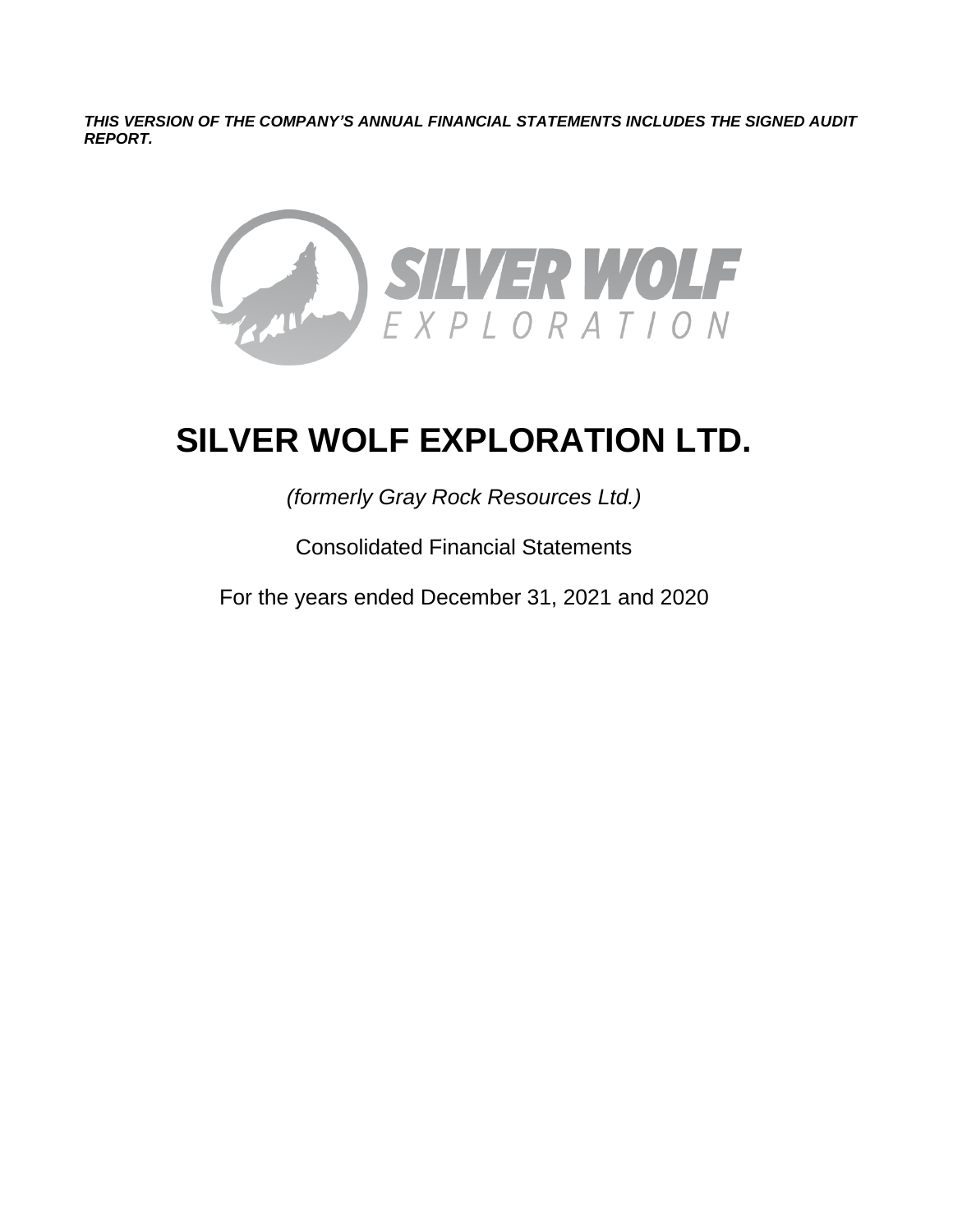***THIS VERSION OF THE COMPANY'S ANNUAL FINANCIAL STATEMENTS INCLUDES THE SIGNED AUDIT REPORT.***

# SILVER WOLF EXPLORATION LTD.

*(formerly Gray Rock Resources Ltd.)*

Consolidated Financial Statements

For the years ended December 31, 2021 and 2020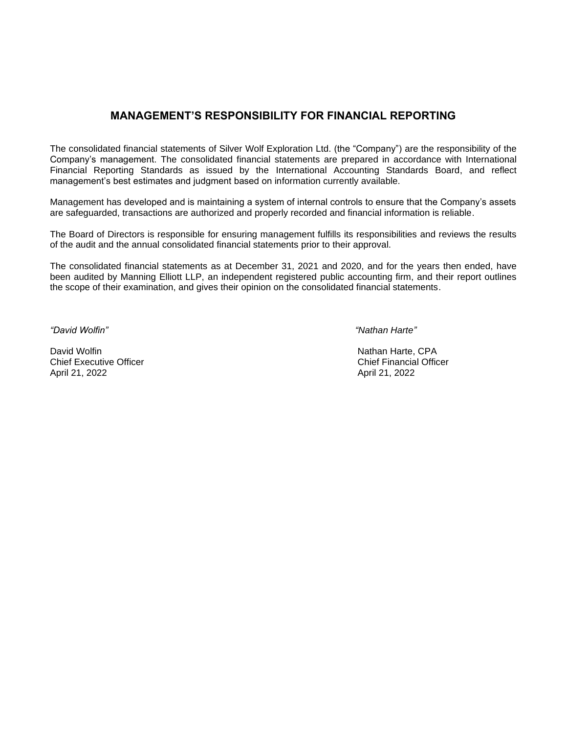# MANAGEMENT'S RESPONSIBILITY FOR FINANCIAL REPORTING

The consolidated financial statements of Silver Wolf Exploration Ltd. (the "Company") are the responsibility of the Company's management. The consolidated financial statements are prepared in accordance with International Financial Reporting Standards as issued by the International Accounting Standards Board, and reflect management's best estimates and judgment based on information currently available.

Management has developed and is maintaining a system of internal controls to ensure that the Company's assets are safeguarded, transactions are authorized and properly recorded and financial information is reliable.

The Board of Directors is responsible for ensuring management fulfills its responsibilities and reviews the results of the audit and the annual consolidated financial statements prior to their approval.

The consolidated financial statements as at December 31, 2021 and 2020, and for the years then ended, have been audited by Manning Elliott LLP, an independent registered public accounting firm, and their report outlines the scope of their examination, and gives their opinion on the consolidated financial statements.

*"David Wolfin"*

David Wolfin
Chief Executive Officer
April 21, 2022

*"Nathan Harte"*

Nathan Harte, CPA
Chief Financial Officer
April 21, 2022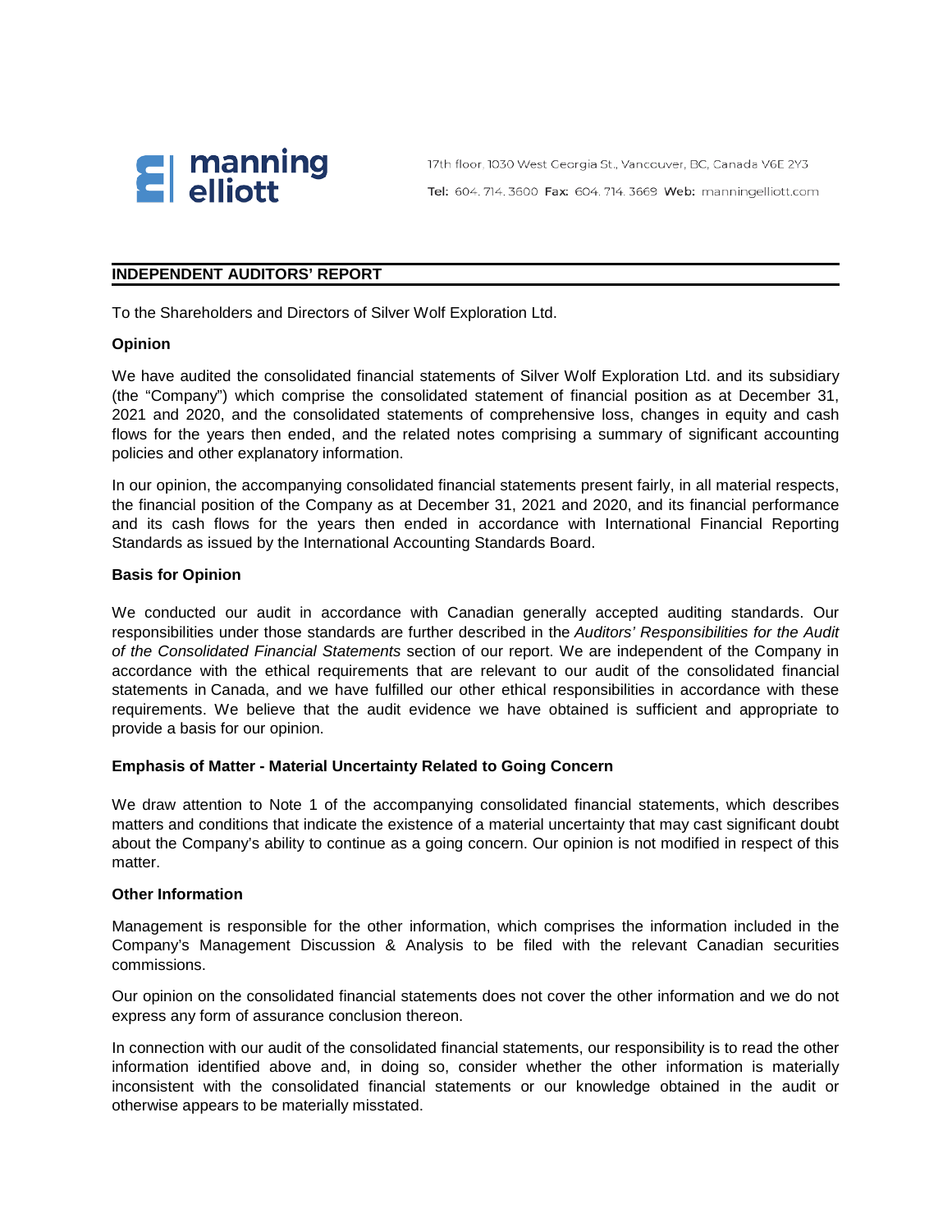manning elliott

17th floor, 1030 West Georgia St., Vancouver, BC, Canada V6E 2Y3

**Tel:** 604. 714. 3600 **Fax:** 604. 714. 3669 **Web:** manningelliott.com

## INDEPENDENT AUDITORS' REPORT

To the Shareholders and Directors of Silver Wolf Exploration Ltd.

### Opinion

We have audited the consolidated financial statements of Silver Wolf Exploration Ltd. and its subsidiary (the "Company") which comprise the consolidated statement of financial position as at December 31, 2021 and 2020, and the consolidated statements of comprehensive loss, changes in equity and cash flows for the years then ended, and the related notes comprising a summary of significant accounting policies and other explanatory information.

In our opinion, the accompanying consolidated financial statements present fairly, in all material respects, the financial position of the Company as at December 31, 2021 and 2020, and its financial performance and its cash flows for the years then ended in accordance with International Financial Reporting Standards as issued by the International Accounting Standards Board.

### Basis for Opinion

We conducted our audit in accordance with Canadian generally accepted auditing standards. Our responsibilities under those standards are further described in the *Auditors' Responsibilities for the Audit of the Consolidated Financial Statements* section of our report. We are independent of the Company in accordance with the ethical requirements that are relevant to our audit of the consolidated financial statements in Canada, and we have fulfilled our other ethical responsibilities in accordance with these requirements. We believe that the audit evidence we have obtained is sufficient and appropriate to provide a basis for our opinion.

### Emphasis of Matter - Material Uncertainty Related to Going Concern

We draw attention to Note 1 of the accompanying consolidated financial statements, which describes matters and conditions that indicate the existence of a material uncertainty that may cast significant doubt about the Company's ability to continue as a going concern. Our opinion is not modified in respect of this matter.

### Other Information

Management is responsible for the other information, which comprises the information included in the Company's Management Discussion & Analysis to be filed with the relevant Canadian securities commissions.

Our opinion on the consolidated financial statements does not cover the other information and we do not express any form of assurance conclusion thereon.

In connection with our audit of the consolidated financial statements, our responsibility is to read the other information identified above and, in doing so, consider whether the other information is materially inconsistent with the consolidated financial statements or our knowledge obtained in the audit or otherwise appears to be materially misstated.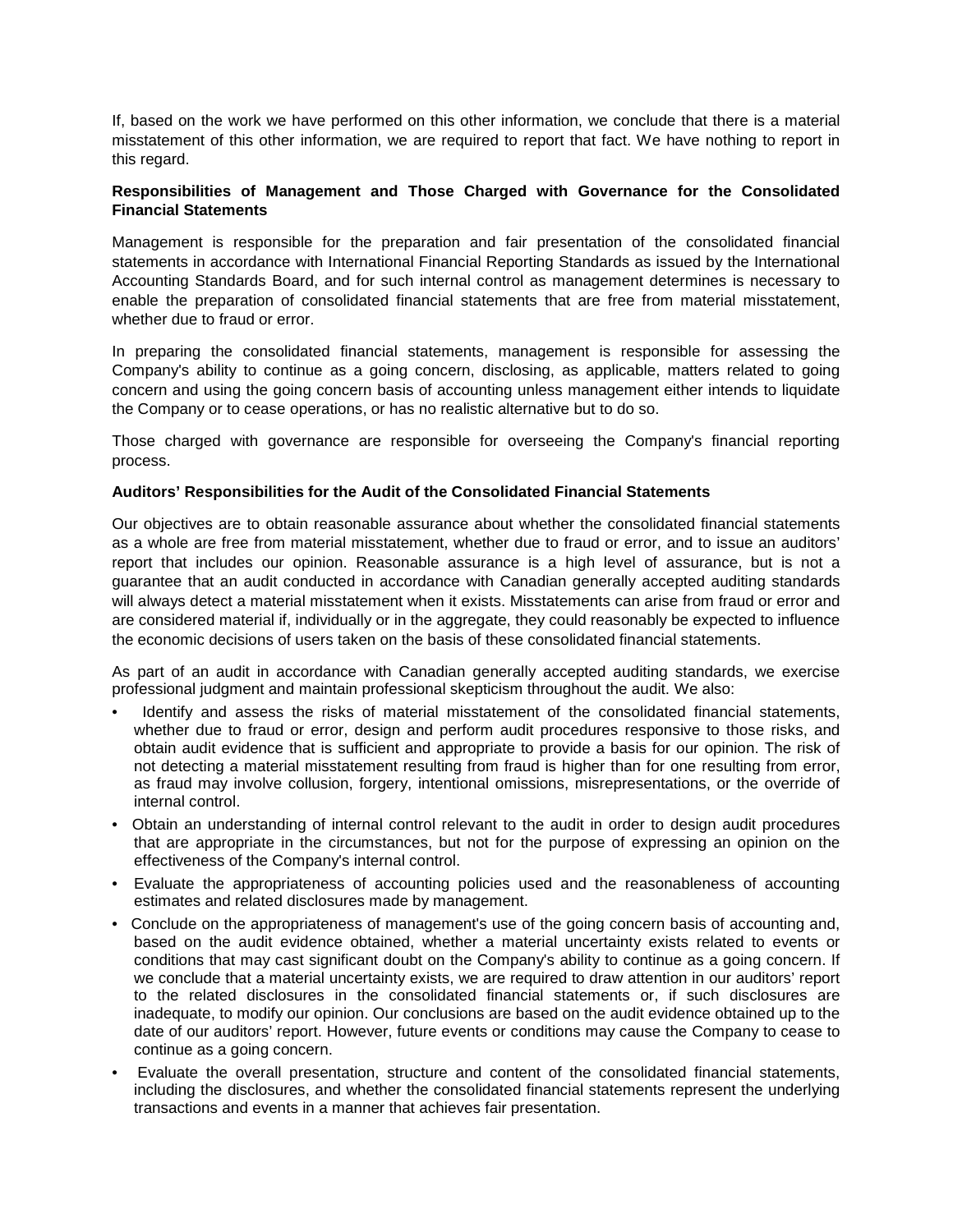If, based on the work we have performed on this other information, we conclude that there is a material misstatement of this other information, we are required to report that fact. We have nothing to report in this regard.

**Responsibilities of Management and Those Charged with Governance for the Consolidated Financial Statements**

Management is responsible for the preparation and fair presentation of the consolidated financial statements in accordance with International Financial Reporting Standards as issued by the International Accounting Standards Board, and for such internal control as management determines is necessary to enable the preparation of consolidated financial statements that are free from material misstatement, whether due to fraud or error.

In preparing the consolidated financial statements, management is responsible for assessing the Company's ability to continue as a going concern, disclosing, as applicable, matters related to going concern and using the going concern basis of accounting unless management either intends to liquidate the Company or to cease operations, or has no realistic alternative but to do so.

Those charged with governance are responsible for overseeing the Company's financial reporting process.

**Auditors' Responsibilities for the Audit of the Consolidated Financial Statements**

Our objectives are to obtain reasonable assurance about whether the consolidated financial statements as a whole are free from material misstatement, whether due to fraud or error, and to issue an auditors' report that includes our opinion. Reasonable assurance is a high level of assurance, but is not a guarantee that an audit conducted in accordance with Canadian generally accepted auditing standards will always detect a material misstatement when it exists. Misstatements can arise from fraud or error and are considered material if, individually or in the aggregate, they could reasonably be expected to influence the economic decisions of users taken on the basis of these consolidated financial statements.

As part of an audit in accordance with Canadian generally accepted auditing standards, we exercise professional judgment and maintain professional skepticism throughout the audit. We also:

- Identify and assess the risks of material misstatement of the consolidated financial statements, whether due to fraud or error, design and perform audit procedures responsive to those risks, and obtain audit evidence that is sufficient and appropriate to provide a basis for our opinion. The risk of not detecting a material misstatement resulting from fraud is higher than for one resulting from error, as fraud may involve collusion, forgery, intentional omissions, misrepresentations, or the override of internal control.
- Obtain an understanding of internal control relevant to the audit in order to design audit procedures that are appropriate in the circumstances, but not for the purpose of expressing an opinion on the effectiveness of the Company's internal control.
- Evaluate the appropriateness of accounting policies used and the reasonableness of accounting estimates and related disclosures made by management.
- Conclude on the appropriateness of management's use of the going concern basis of accounting and, based on the audit evidence obtained, whether a material uncertainty exists related to events or conditions that may cast significant doubt on the Company's ability to continue as a going concern. If we conclude that a material uncertainty exists, we are required to draw attention in our auditors' report to the related disclosures in the consolidated financial statements or, if such disclosures are inadequate, to modify our opinion. Our conclusions are based on the audit evidence obtained up to the date of our auditors' report. However, future events or conditions may cause the Company to cease to continue as a going concern.
- Evaluate the overall presentation, structure and content of the consolidated financial statements, including the disclosures, and whether the consolidated financial statements represent the underlying transactions and events in a manner that achieves fair presentation.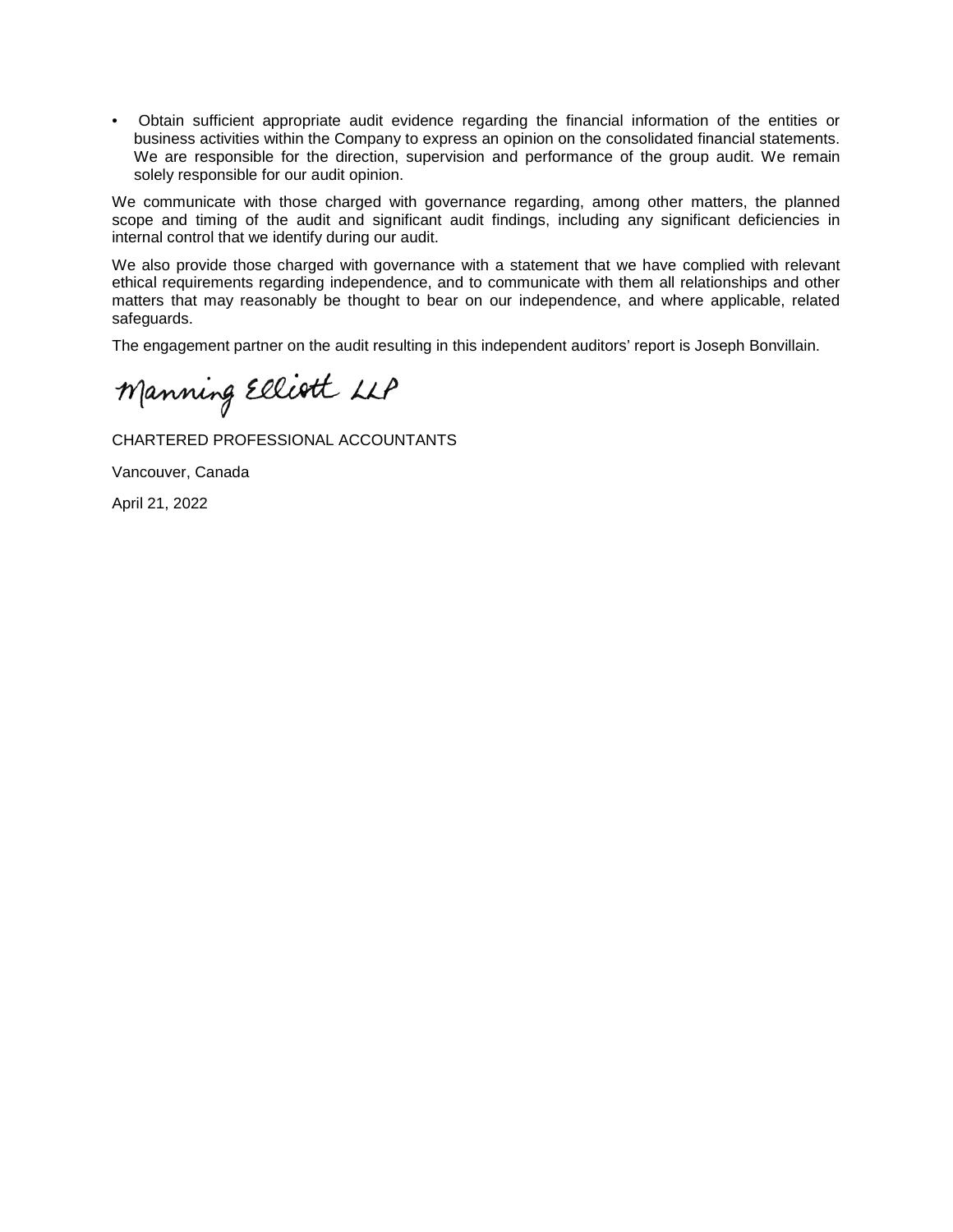- Obtain sufficient appropriate audit evidence regarding the financial information of the entities or business activities within the Company to express an opinion on the consolidated financial statements. We are responsible for the direction, supervision and performance of the group audit. We remain solely responsible for our audit opinion.

We communicate with those charged with governance regarding, among other matters, the planned scope and timing of the audit and significant audit findings, including any significant deficiencies in internal control that we identify during our audit.

We also provide those charged with governance with a statement that we have complied with relevant ethical requirements regarding independence, and to communicate with them all relationships and other matters that may reasonably be thought to bear on our independence, and where applicable, related safeguards.

The engagement partner on the audit resulting in this independent auditors' report is Joseph Bonvillain.

Manning Elliott LLP

CHARTERED PROFESSIONAL ACCOUNTANTS

Vancouver, Canada

April 21, 2022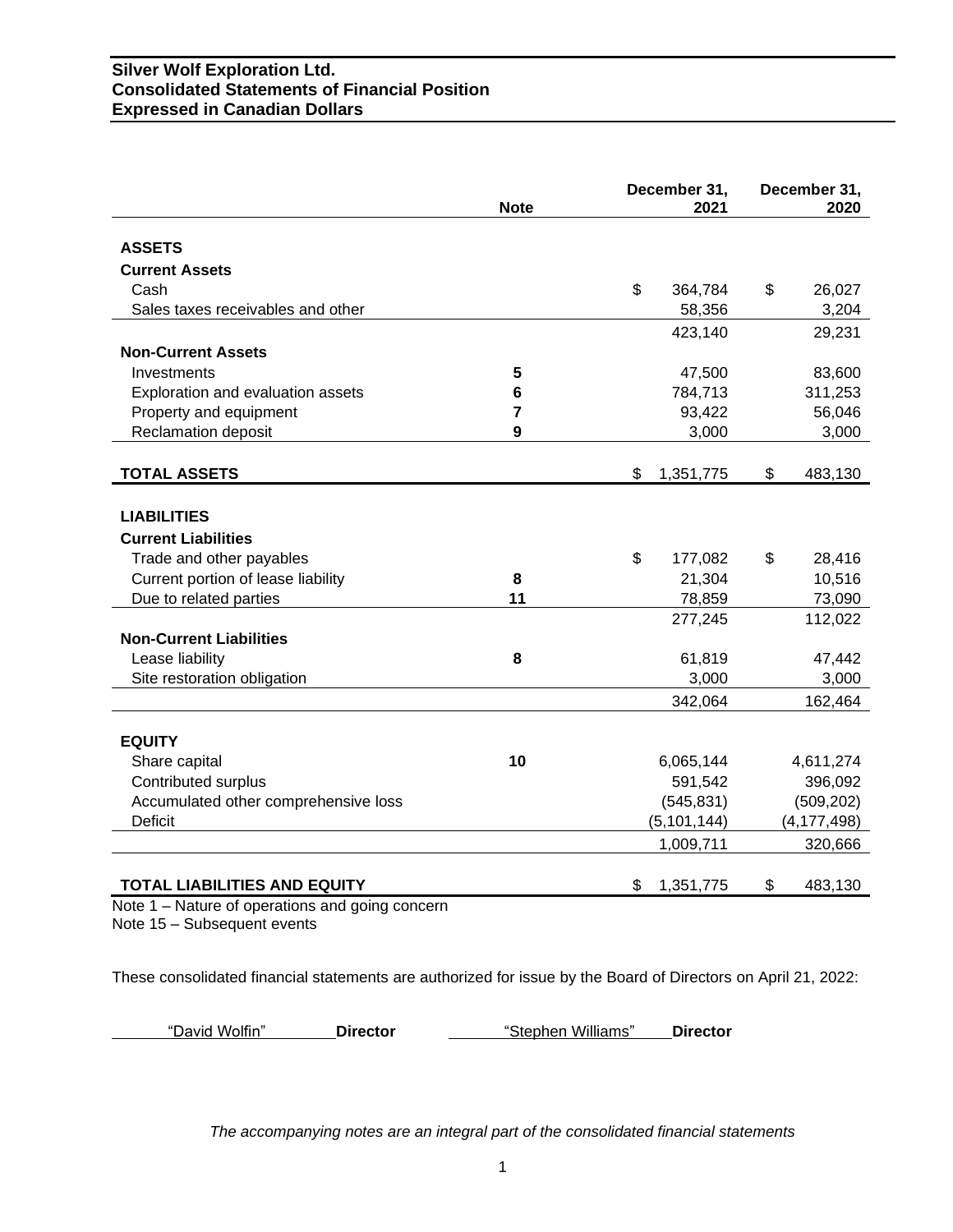**Silver Wolf Exploration Ltd.**
**Consolidated Statements of Financial Position**
**Expressed in Canadian Dollars**

| | Note | December 31, 2021 | December 31, 2020 |
|---|---|---|---|
| **ASSETS** | | | |
| **Current Assets** | | | |
| Cash | | $ 364,784 | $ 26,027 |
| Sales taxes receivables and other | | 58,356 | 3,204 |
| | | 423,140 | 29,231 |
| **Non-Current Assets** | | | |
| Investments | 5 | 47,500 | 83,600 |
| Exploration and evaluation assets | 6 | 784,713 | 311,253 |
| Property and equipment | 7 | 93,422 | 56,046 |
| Reclamation deposit | 9 | 3,000 | 3,000 |
| **TOTAL ASSETS** | | $ 1,351,775 | $ 483,130 |
| **LIABILITIES** | | | |
| **Current Liabilities** | | | |
| Trade and other payables | | $ 177,082 | $ 28,416 |
| Current portion of lease liability | 8 | 21,304 | 10,516 |
| Due to related parties | 11 | 78,859 | 73,090 |
| | | 277,245 | 112,022 |
| **Non-Current Liabilities** | | | |
| Lease liability | 8 | 61,819 | 47,442 |
| Site restoration obligation | | 3,000 | 3,000 |
| | | 342,064 | 162,464 |
| **EQUITY** | | | |
| Share capital | 10 | 6,065,144 | 4,611,274 |
| Contributed surplus | | 591,542 | 396,092 |
| Accumulated other comprehensive loss | | (545,831) | (509,202) |
| Deficit | | (5,101,144) | (4,177,498) |
| | | 1,009,711 | 320,666 |
| **TOTAL LIABILITIES AND EQUITY** | | $ 1,351,775 | $ 483,130 |

Note 1 – Nature of operations and going concern
Note 15 – Subsequent events

These consolidated financial statements are authorized for issue by the Board of Directors on April 21, 2022:

"David Wolfin" **Director** "Stephen Williams" **Director**

*The accompanying notes are an integral part of the consolidated financial statements*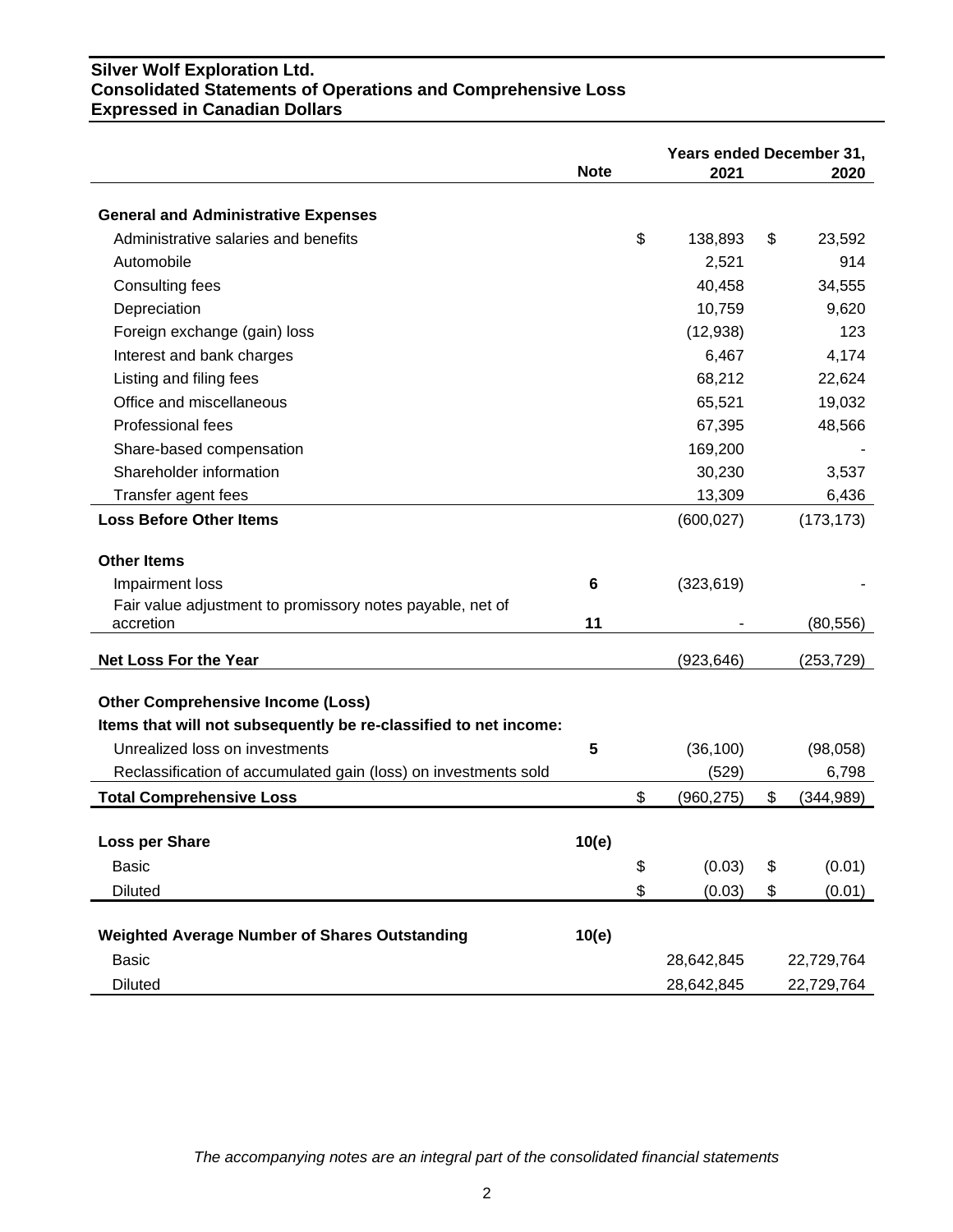**Silver Wolf Exploration Ltd.**
**Consolidated Statements of Operations and Comprehensive Loss**
**Expressed in Canadian Dollars**

| | Note | Years ended December 31, 2021 | 2020 |
|---|---|---|---|
| **General and Administrative Expenses** | | | |
| Administrative salaries and benefits | | $ 138,893 | $ 23,592 |
| Automobile | | 2,521 | 914 |
| Consulting fees | | 40,458 | 34,555 |
| Depreciation | | 10,759 | 9,620 |
| Foreign exchange (gain) loss | | (12,938) | 123 |
| Interest and bank charges | | 6,467 | 4,174 |
| Listing and filing fees | | 68,212 | 22,624 |
| Office and miscellaneous | | 65,521 | 19,032 |
| Professional fees | | 67,395 | 48,566 |
| Share-based compensation | | 169,200 | - |
| Shareholder information | | 30,230 | 3,537 |
| Transfer agent fees | | 13,309 | 6,436 |
| **Loss Before Other Items** | | (600,027) | (173,173) |
| **Other Items** | | | |
| Impairment loss | 6 | (323,619) | - |
| Fair value adjustment to promissory notes payable, net of accretion | 11 | - | (80,556) |
| **Net Loss For the Year** | | (923,646) | (253,729) |
| **Other Comprehensive Income (Loss)** | | | |
| **Items that will not subsequently be re-classified to net income:** | | | |
| Unrealized loss on investments | 5 | (36,100) | (98,058) |
| Reclassification of accumulated gain (loss) on investments sold | | (529) | 6,798 |
| **Total Comprehensive Loss** | | $ (960,275) | $ (344,989) |
| **Loss per Share** | 10(e) | | |
| Basic | | $ (0.03) | $ (0.01) |
| Diluted | | $ (0.03) | $ (0.01) |
| **Weighted Average Number of Shares Outstanding** | 10(e) | | |
| Basic | | 28,642,845 | 22,729,764 |
| Diluted | | 28,642,845 | 22,729,764 |

*The accompanying notes are an integral part of the consolidated financial statements*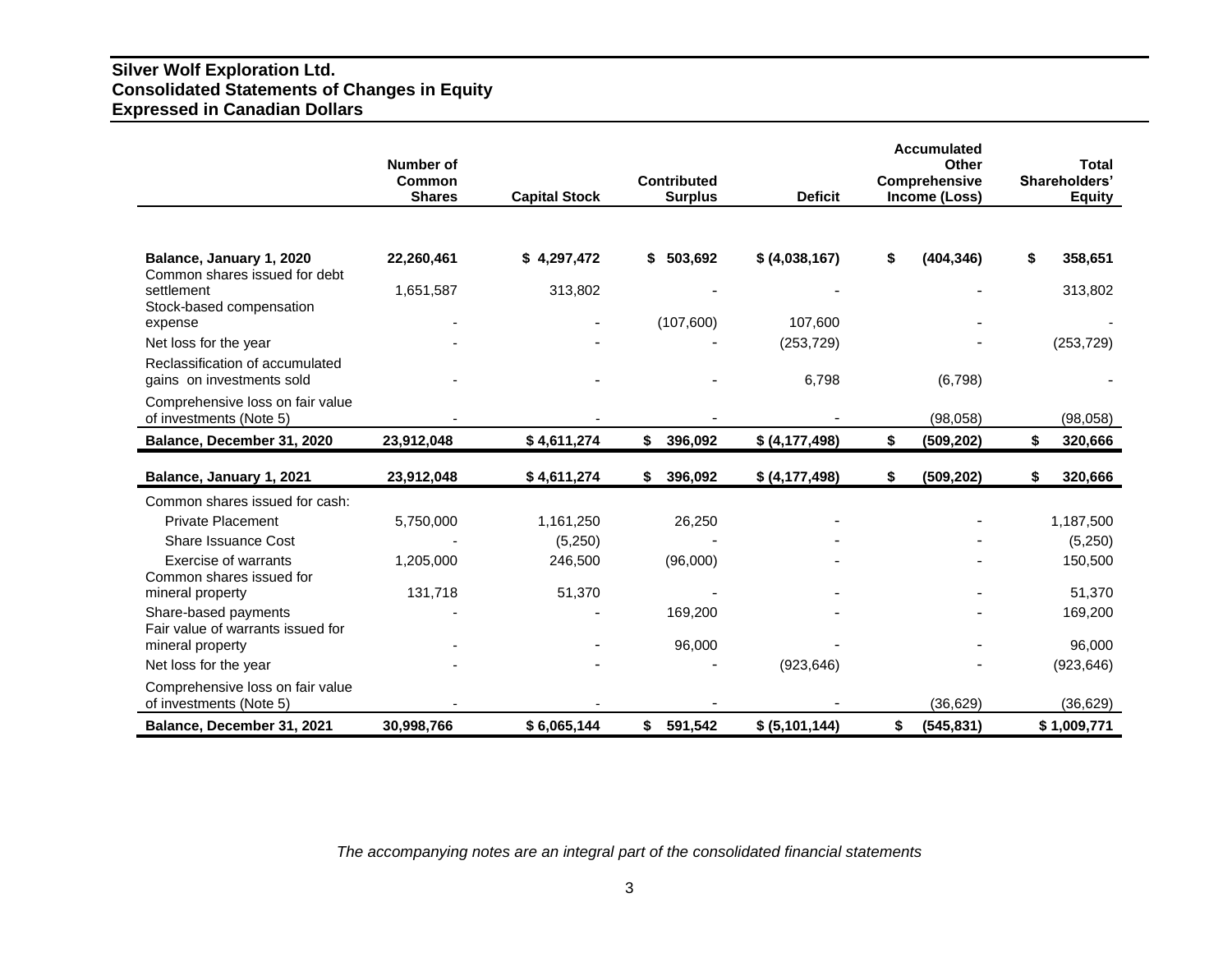# Silver Wolf Exploration Ltd.
## Consolidated Statements of Changes in Equity
## Expressed in Canadian Dollars

| | Number of Common Shares | Capital Stock | Contributed Surplus | Deficit | Accumulated Other Comprehensive Income (Loss) | Total Shareholders' Equity |
|---|---|---|---|---|---|---|
| **Balance, January 1, 2020** | **22,260,461** | **$ 4,297,472** | **$ 503,692** | **$ (4,038,167)** | **$ (404,346)** | **$ 358,651** |
| Common shares issued for debt settlement | 1,651,587 | 313,802 | - | - | - | 313,802 |
| Stock-based compensation expense | - | - | (107,600) | 107,600 | - | - |
| Net loss for the year | - | - | - | (253,729) | - | (253,729) |
| Reclassification of accumulated gains on investments sold | - | - | - | 6,798 | (6,798) | - |
| Comprehensive loss on fair value of investments (Note 5) | - | - | - | - | (98,058) | (98,058) |
| **Balance, December 31, 2020** | **23,912,048** | **$ 4,611,274** | **$ 396,092** | **$ (4,177,498)** | **$ (509,202)** | **$ 320,666** |
| **Balance, January 1, 2021** | **23,912,048** | **$ 4,611,274** | **$ 396,092** | **$ (4,177,498)** | **$ (509,202)** | **$ 320,666** |
| Common shares issued for cash: | | | | | | |
| Private Placement | 5,750,000 | 1,161,250 | 26,250 | - | - | 1,187,500 |
| Share Issuance Cost | - | (5,250) | - | - | - | (5,250) |
| Exercise of warrants | 1,205,000 | 246,500 | (96,000) | - | - | 150,500 |
| Common shares issued for mineral property | 131,718 | 51,370 | - | - | - | 51,370 |
| Share-based payments | - | - | 169,200 | - | - | 169,200 |
| Fair value of warrants issued for mineral property | - | - | 96,000 | - | - | 96,000 |
| Net loss for the year | - | - | - | (923,646) | - | (923,646) |
| Comprehensive loss on fair value of investments (Note 5) | - | - | - | - | (36,629) | (36,629) |
| **Balance, December 31, 2021** | **30,998,766** | **$ 6,065,144** | **$ 591,542** | **$ (5,101,144)** | **$ (545,831)** | **$ 1,009,771** |

*The accompanying notes are an integral part of the consolidated financial statements*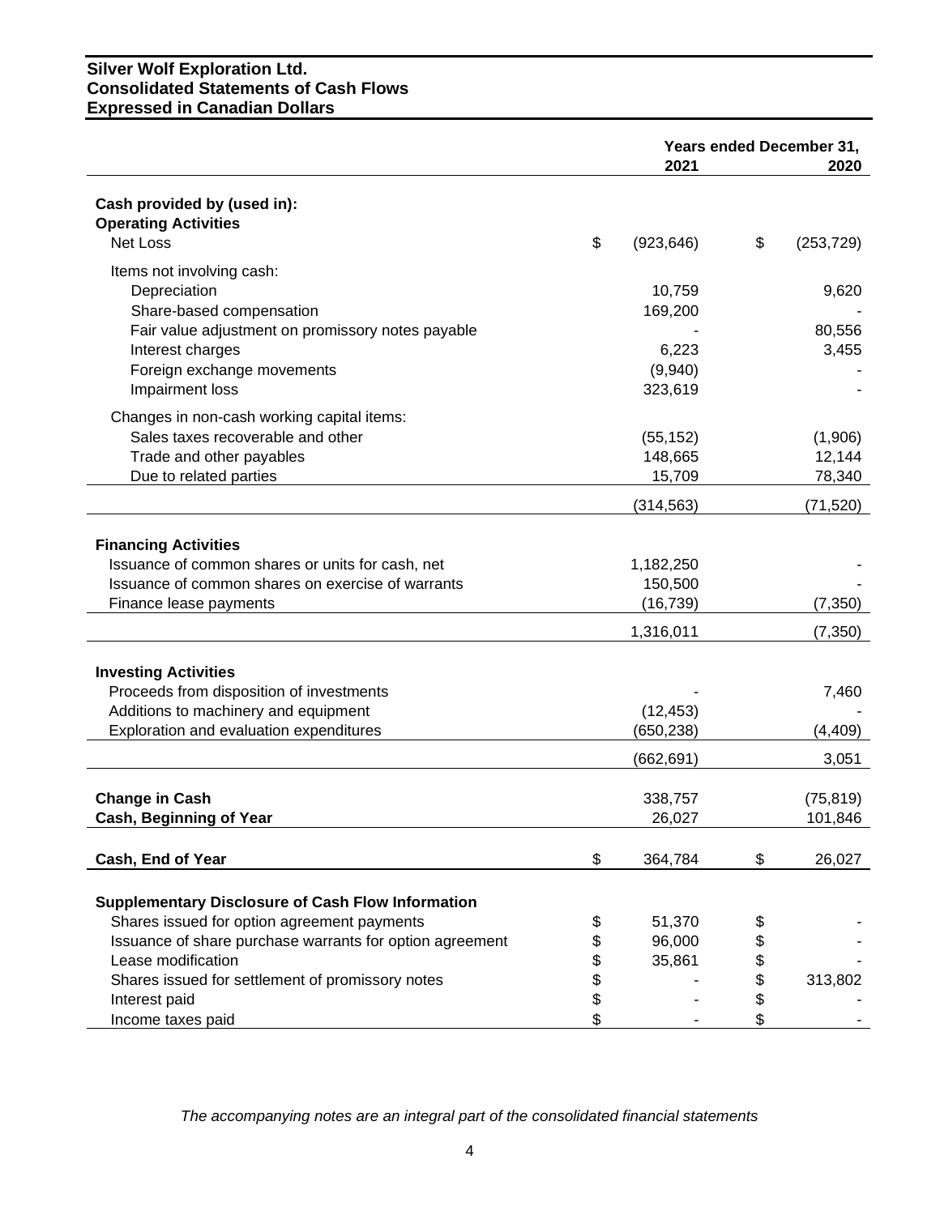**Silver Wolf Exploration Ltd.**
**Consolidated Statements of Cash Flows**
**Expressed in Canadian Dollars**

| | Years ended December 31, 2021 | 2020 |
|---|---|---|
| **Cash provided by (used in):** | | |
| **Operating Activities** | | |
| Net Loss | $ (923,646) | $ (253,729) |
| Items not involving cash: | | |
| Depreciation | 10,759 | 9,620 |
| Share-based compensation | 169,200 | - |
| Fair value adjustment on promissory notes payable | - | 80,556 |
| Interest charges | 6,223 | 3,455 |
| Foreign exchange movements | (9,940) | - |
| Impairment loss | 323,619 | - |
| Changes in non-cash working capital items: | | |
| Sales taxes recoverable and other | (55,152) | (1,906) |
| Trade and other payables | 148,665 | 12,144 |
| Due to related parties | 15,709 | 78,340 |
| | (314,563) | (71,520) |
| **Financing Activities** | | |
| Issuance of common shares or units for cash, net | 1,182,250 | - |
| Issuance of common shares on exercise of warrants | 150,500 | - |
| Finance lease payments | (16,739) | (7,350) |
| | 1,316,011 | (7,350) |
| **Investing Activities** | | |
| Proceeds from disposition of investments | - | 7,460 |
| Additions to machinery and equipment | (12,453) | - |
| Exploration and evaluation expenditures | (650,238) | (4,409) |
| | (662,691) | 3,051 |
| **Change in Cash** | 338,757 | (75,819) |
| **Cash, Beginning of Year** | 26,027 | 101,846 |
| **Cash, End of Year** | $ 364,784 | $ 26,027 |
| **Supplementary Disclosure of Cash Flow Information** | | |
| Shares issued for option agreement payments | $ 51,370 | $ - |
| Issuance of share purchase warrants for option agreement | $ 96,000 | $ - |
| Lease modification | $ 35,861 | $ - |
| Shares issued for settlement of promissory notes | $ - | $ 313,802 |
| Interest paid | $ - | $ - |
| Income taxes paid | $ - | $ - |

*The accompanying notes are an integral part of the consolidated financial statements*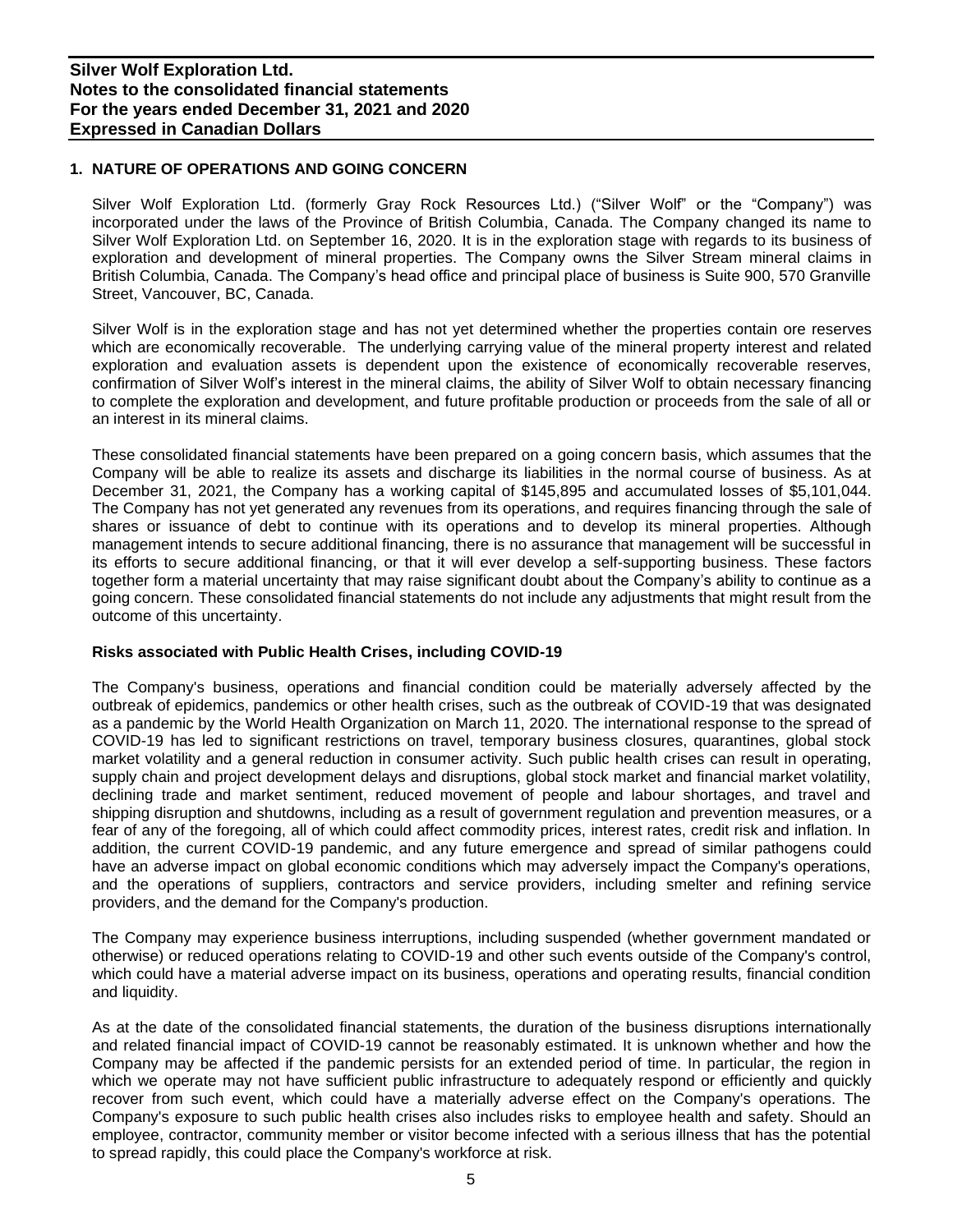## 1. NATURE OF OPERATIONS AND GOING CONCERN

Silver Wolf Exploration Ltd. (formerly Gray Rock Resources Ltd.) ("Silver Wolf" or the "Company") was incorporated under the laws of the Province of British Columbia, Canada. The Company changed its name to Silver Wolf Exploration Ltd. on September 16, 2020. It is in the exploration stage with regards to its business of exploration and development of mineral properties. The Company owns the Silver Stream mineral claims in British Columbia, Canada. The Company's head office and principal place of business is Suite 900, 570 Granville Street, Vancouver, BC, Canada.

Silver Wolf is in the exploration stage and has not yet determined whether the properties contain ore reserves which are economically recoverable. The underlying carrying value of the mineral property interest and related exploration and evaluation assets is dependent upon the existence of economically recoverable reserves, confirmation of Silver Wolf's interest in the mineral claims, the ability of Silver Wolf to obtain necessary financing to complete the exploration and development, and future profitable production or proceeds from the sale of all or an interest in its mineral claims.

These consolidated financial statements have been prepared on a going concern basis, which assumes that the Company will be able to realize its assets and discharge its liabilities in the normal course of business. As at December 31, 2021, the Company has a working capital of $145,895 and accumulated losses of $5,101,044. The Company has not yet generated any revenues from its operations, and requires financing through the sale of shares or issuance of debt to continue with its operations and to develop its mineral properties. Although management intends to secure additional financing, there is no assurance that management will be successful in its efforts to secure additional financing, or that it will ever develop a self-supporting business. These factors together form a material uncertainty that may raise significant doubt about the Company's ability to continue as a going concern. These consolidated financial statements do not include any adjustments that might result from the outcome of this uncertainty.

### Risks associated with Public Health Crises, including COVID-19

The Company's business, operations and financial condition could be materially adversely affected by the outbreak of epidemics, pandemics or other health crises, such as the outbreak of COVID-19 that was designated as a pandemic by the World Health Organization on March 11, 2020. The international response to the spread of COVID-19 has led to significant restrictions on travel, temporary business closures, quarantines, global stock market volatility and a general reduction in consumer activity. Such public health crises can result in operating, supply chain and project development delays and disruptions, global stock market and financial market volatility, declining trade and market sentiment, reduced movement of people and labour shortages, and travel and shipping disruption and shutdowns, including as a result of government regulation and prevention measures, or a fear of any of the foregoing, all of which could affect commodity prices, interest rates, credit risk and inflation. In addition, the current COVID-19 pandemic, and any future emergence and spread of similar pathogens could have an adverse impact on global economic conditions which may adversely impact the Company's operations, and the operations of suppliers, contractors and service providers, including smelter and refining service providers, and the demand for the Company's production.

The Company may experience business interruptions, including suspended (whether government mandated or otherwise) or reduced operations relating to COVID-19 and other such events outside of the Company's control, which could have a material adverse impact on its business, operations and operating results, financial condition and liquidity.

As at the date of the consolidated financial statements, the duration of the business disruptions internationally and related financial impact of COVID-19 cannot be reasonably estimated. It is unknown whether and how the Company may be affected if the pandemic persists for an extended period of time. In particular, the region in which we operate may not have sufficient public infrastructure to adequately respond or efficiently and quickly recover from such event, which could have a materially adverse effect on the Company's operations. The Company's exposure to such public health crises also includes risks to employee health and safety. Should an employee, contractor, community member or visitor become infected with a serious illness that has the potential to spread rapidly, this could place the Company's workforce at risk.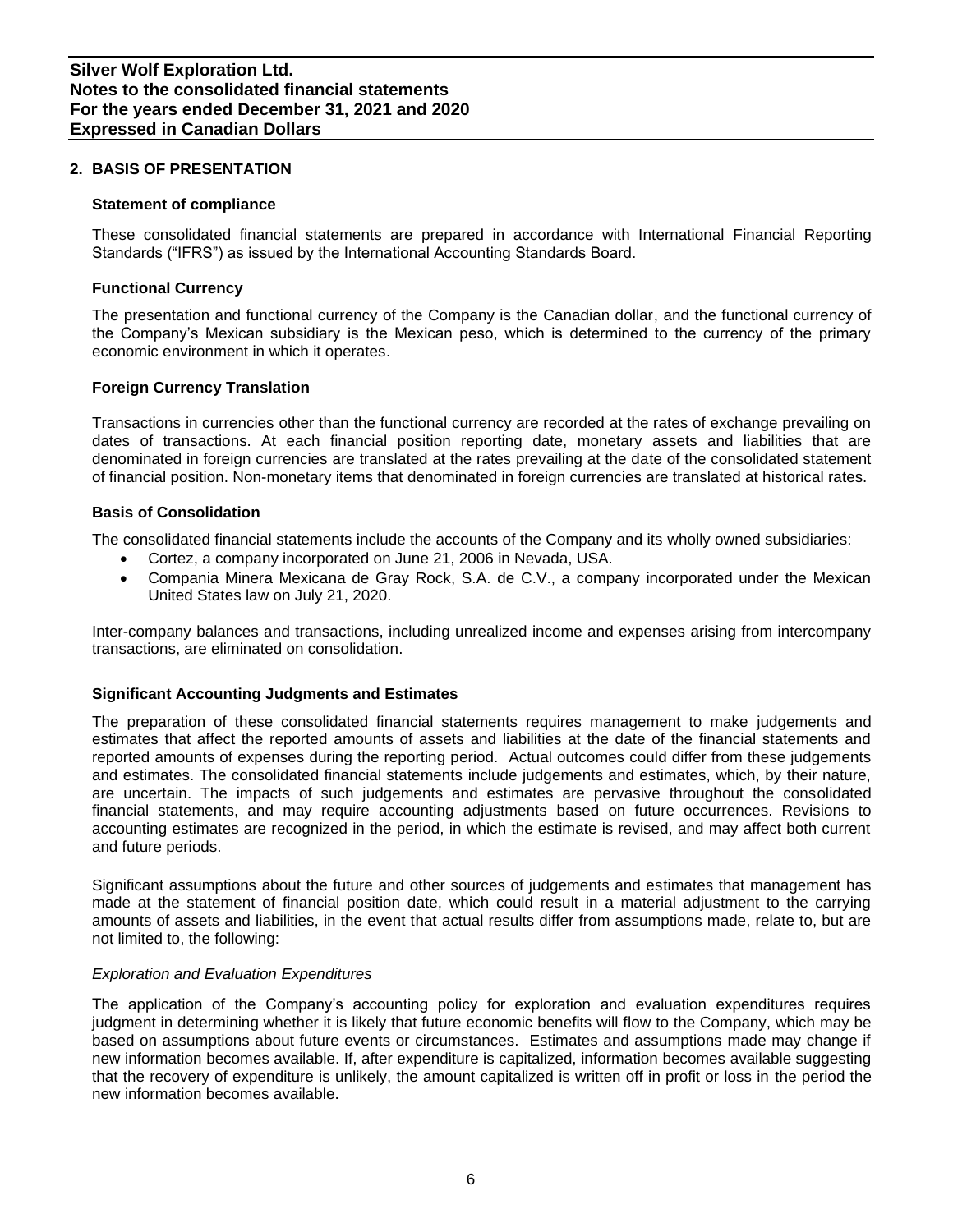## 2. BASIS OF PRESENTATION

### Statement of compliance

These consolidated financial statements are prepared in accordance with International Financial Reporting Standards ("IFRS") as issued by the International Accounting Standards Board.

### Functional Currency

The presentation and functional currency of the Company is the Canadian dollar, and the functional currency of the Company's Mexican subsidiary is the Mexican peso, which is determined to the currency of the primary economic environment in which it operates.

### Foreign Currency Translation

Transactions in currencies other than the functional currency are recorded at the rates of exchange prevailing on dates of transactions. At each financial position reporting date, monetary assets and liabilities that are denominated in foreign currencies are translated at the rates prevailing at the date of the consolidated statement of financial position. Non-monetary items that denominated in foreign currencies are translated at historical rates.

### Basis of Consolidation

The consolidated financial statements include the accounts of the Company and its wholly owned subsidiaries:

- Cortez, a company incorporated on June 21, 2006 in Nevada, USA.
- Compania Minera Mexicana de Gray Rock, S.A. de C.V., a company incorporated under the Mexican United States law on July 21, 2020.

Inter-company balances and transactions, including unrealized income and expenses arising from intercompany transactions, are eliminated on consolidation.

### Significant Accounting Judgments and Estimates

The preparation of these consolidated financial statements requires management to make judgements and estimates that affect the reported amounts of assets and liabilities at the date of the financial statements and reported amounts of expenses during the reporting period. Actual outcomes could differ from these judgements and estimates. The consolidated financial statements include judgements and estimates, which, by their nature, are uncertain. The impacts of such judgements and estimates are pervasive throughout the consolidated financial statements, and may require accounting adjustments based on future occurrences. Revisions to accounting estimates are recognized in the period, in which the estimate is revised, and may affect both current and future periods.

Significant assumptions about the future and other sources of judgements and estimates that management has made at the statement of financial position date, which could result in a material adjustment to the carrying amounts of assets and liabilities, in the event that actual results differ from assumptions made, relate to, but are not limited to, the following:

*Exploration and Evaluation Expenditures*

The application of the Company's accounting policy for exploration and evaluation expenditures requires judgment in determining whether it is likely that future economic benefits will flow to the Company, which may be based on assumptions about future events or circumstances. Estimates and assumptions made may change if new information becomes available. If, after expenditure is capitalized, information becomes available suggesting that the recovery of expenditure is unlikely, the amount capitalized is written off in profit or loss in the period the new information becomes available.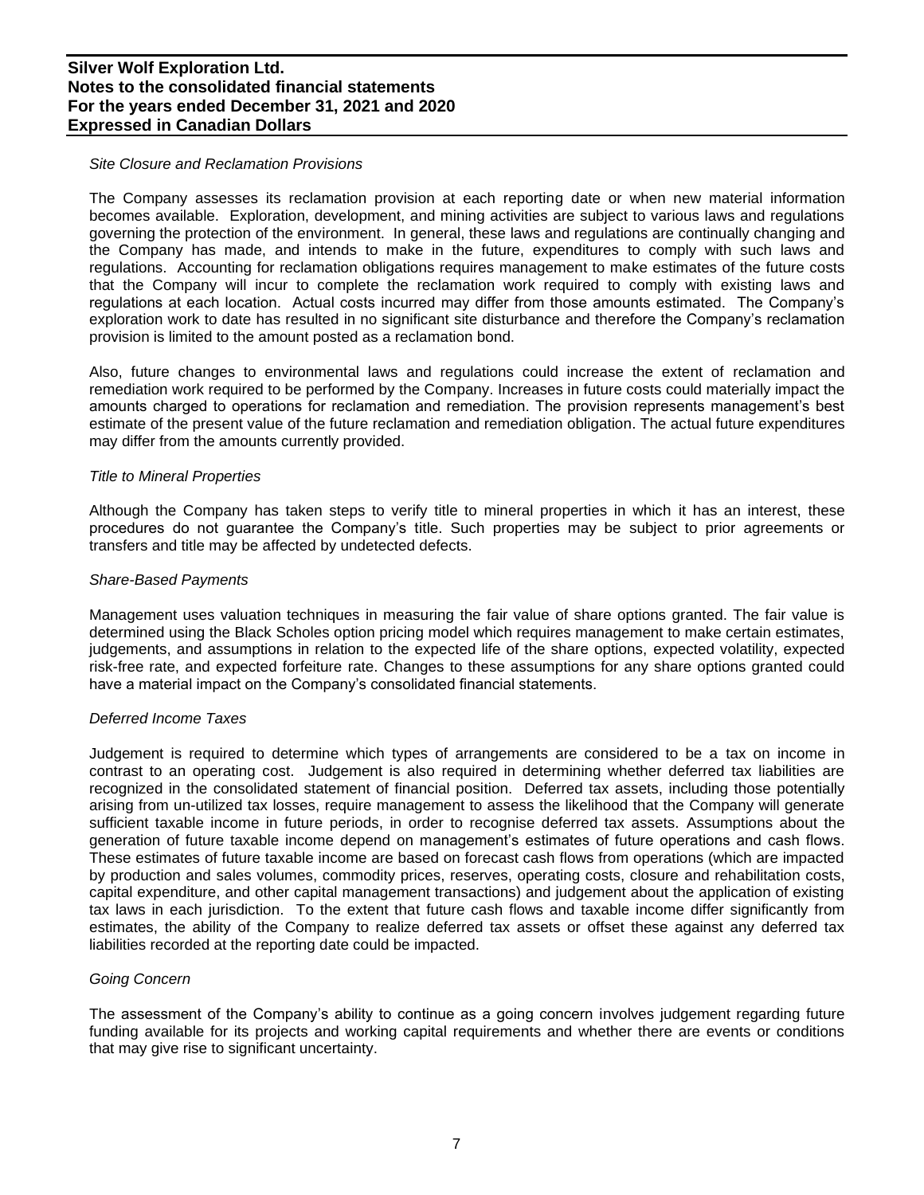*Site Closure and Reclamation Provisions*

The Company assesses its reclamation provision at each reporting date or when new material information becomes available. Exploration, development, and mining activities are subject to various laws and regulations governing the protection of the environment. In general, these laws and regulations are continually changing and the Company has made, and intends to make in the future, expenditures to comply with such laws and regulations. Accounting for reclamation obligations requires management to make estimates of the future costs that the Company will incur to complete the reclamation work required to comply with existing laws and regulations at each location. Actual costs incurred may differ from those amounts estimated. The Company's exploration work to date has resulted in no significant site disturbance and therefore the Company's reclamation provision is limited to the amount posted as a reclamation bond.

Also, future changes to environmental laws and regulations could increase the extent of reclamation and remediation work required to be performed by the Company. Increases in future costs could materially impact the amounts charged to operations for reclamation and remediation. The provision represents management's best estimate of the present value of the future reclamation and remediation obligation. The actual future expenditures may differ from the amounts currently provided.

*Title to Mineral Properties*

Although the Company has taken steps to verify title to mineral properties in which it has an interest, these procedures do not guarantee the Company's title. Such properties may be subject to prior agreements or transfers and title may be affected by undetected defects.

*Share-Based Payments*

Management uses valuation techniques in measuring the fair value of share options granted. The fair value is determined using the Black Scholes option pricing model which requires management to make certain estimates, judgements, and assumptions in relation to the expected life of the share options, expected volatility, expected risk-free rate, and expected forfeiture rate. Changes to these assumptions for any share options granted could have a material impact on the Company's consolidated financial statements.

*Deferred Income Taxes*

Judgement is required to determine which types of arrangements are considered to be a tax on income in contrast to an operating cost. Judgement is also required in determining whether deferred tax liabilities are recognized in the consolidated statement of financial position. Deferred tax assets, including those potentially arising from un-utilized tax losses, require management to assess the likelihood that the Company will generate sufficient taxable income in future periods, in order to recognise deferred tax assets. Assumptions about the generation of future taxable income depend on management's estimates of future operations and cash flows. These estimates of future taxable income are based on forecast cash flows from operations (which are impacted by production and sales volumes, commodity prices, reserves, operating costs, closure and rehabilitation costs, capital expenditure, and other capital management transactions) and judgement about the application of existing tax laws in each jurisdiction. To the extent that future cash flows and taxable income differ significantly from estimates, the ability of the Company to realize deferred tax assets or offset these against any deferred tax liabilities recorded at the reporting date could be impacted.

*Going Concern*

The assessment of the Company's ability to continue as a going concern involves judgement regarding future funding available for its projects and working capital requirements and whether there are events or conditions that may give rise to significant uncertainty.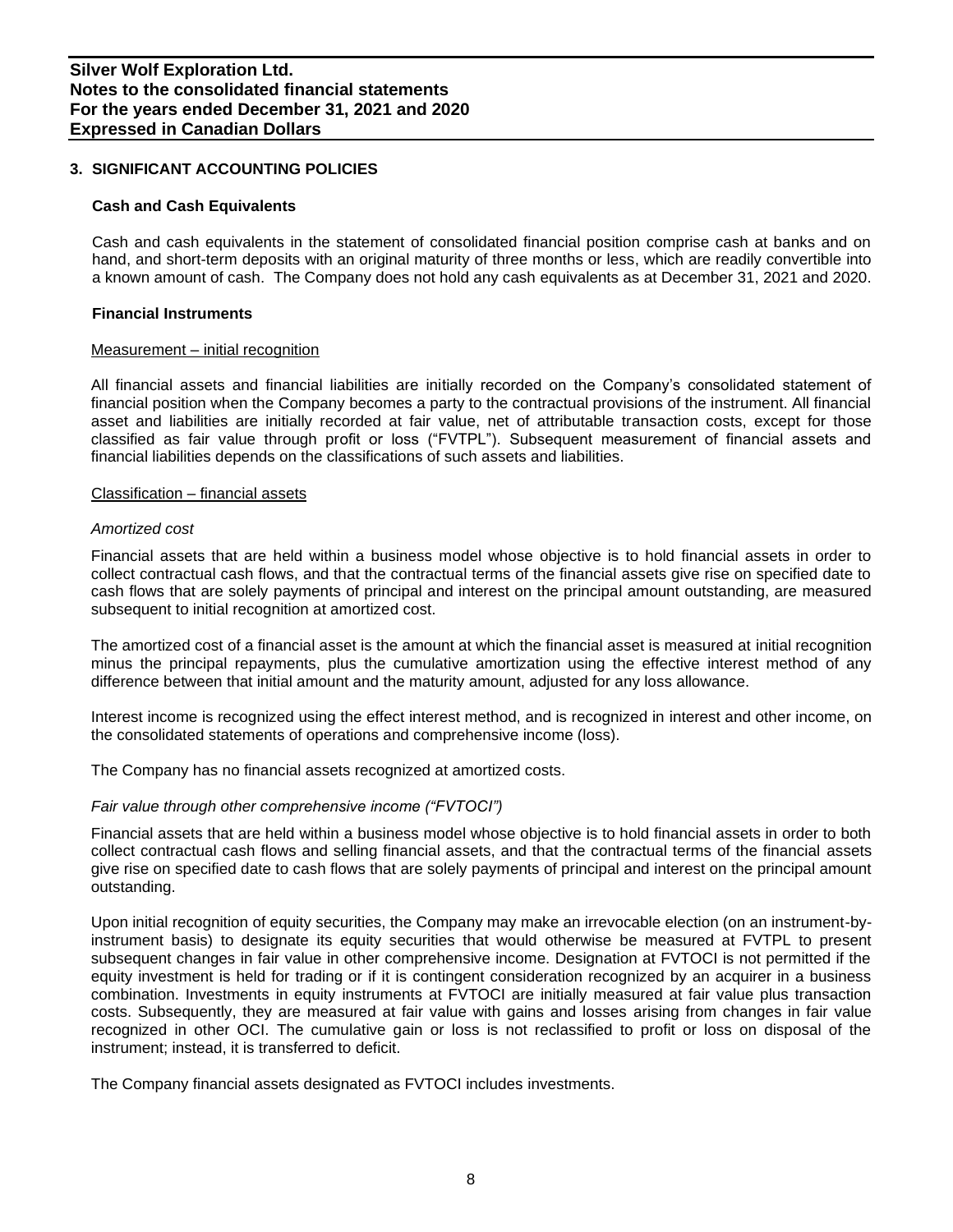## 3. SIGNIFICANT ACCOUNTING POLICIES

### Cash and Cash Equivalents

Cash and cash equivalents in the statement of consolidated financial position comprise cash at banks and on hand, and short-term deposits with an original maturity of three months or less, which are readily convertible into a known amount of cash. The Company does not hold any cash equivalents as at December 31, 2021 and 2020.

### Financial Instruments

Measurement – initial recognition

All financial assets and financial liabilities are initially recorded on the Company's consolidated statement of financial position when the Company becomes a party to the contractual provisions of the instrument. All financial asset and liabilities are initially recorded at fair value, net of attributable transaction costs, except for those classified as fair value through profit or loss ("FVTPL"). Subsequent measurement of financial assets and financial liabilities depends on the classifications of such assets and liabilities.

Classification – financial assets

*Amortized cost*

Financial assets that are held within a business model whose objective is to hold financial assets in order to collect contractual cash flows, and that the contractual terms of the financial assets give rise on specified date to cash flows that are solely payments of principal and interest on the principal amount outstanding, are measured subsequent to initial recognition at amortized cost.

The amortized cost of a financial asset is the amount at which the financial asset is measured at initial recognition minus the principal repayments, plus the cumulative amortization using the effective interest method of any difference between that initial amount and the maturity amount, adjusted for any loss allowance.

Interest income is recognized using the effect interest method, and is recognized in interest and other income, on the consolidated statements of operations and comprehensive income (loss).

The Company has no financial assets recognized at amortized costs.

*Fair value through other comprehensive income ("FVTOCI")*

Financial assets that are held within a business model whose objective is to hold financial assets in order to both collect contractual cash flows and selling financial assets, and that the contractual terms of the financial assets give rise on specified date to cash flows that are solely payments of principal and interest on the principal amount outstanding.

Upon initial recognition of equity securities, the Company may make an irrevocable election (on an instrument-by-instrument basis) to designate its equity securities that would otherwise be measured at FVTPL to present subsequent changes in fair value in other comprehensive income. Designation at FVTOCI is not permitted if the equity investment is held for trading or if it is contingent consideration recognized by an acquirer in a business combination. Investments in equity instruments at FVTOCI are initially measured at fair value plus transaction costs. Subsequently, they are measured at fair value with gains and losses arising from changes in fair value recognized in other OCI. The cumulative gain or loss is not reclassified to profit or loss on disposal of the instrument; instead, it is transferred to deficit.

The Company financial assets designated as FVTOCI includes investments.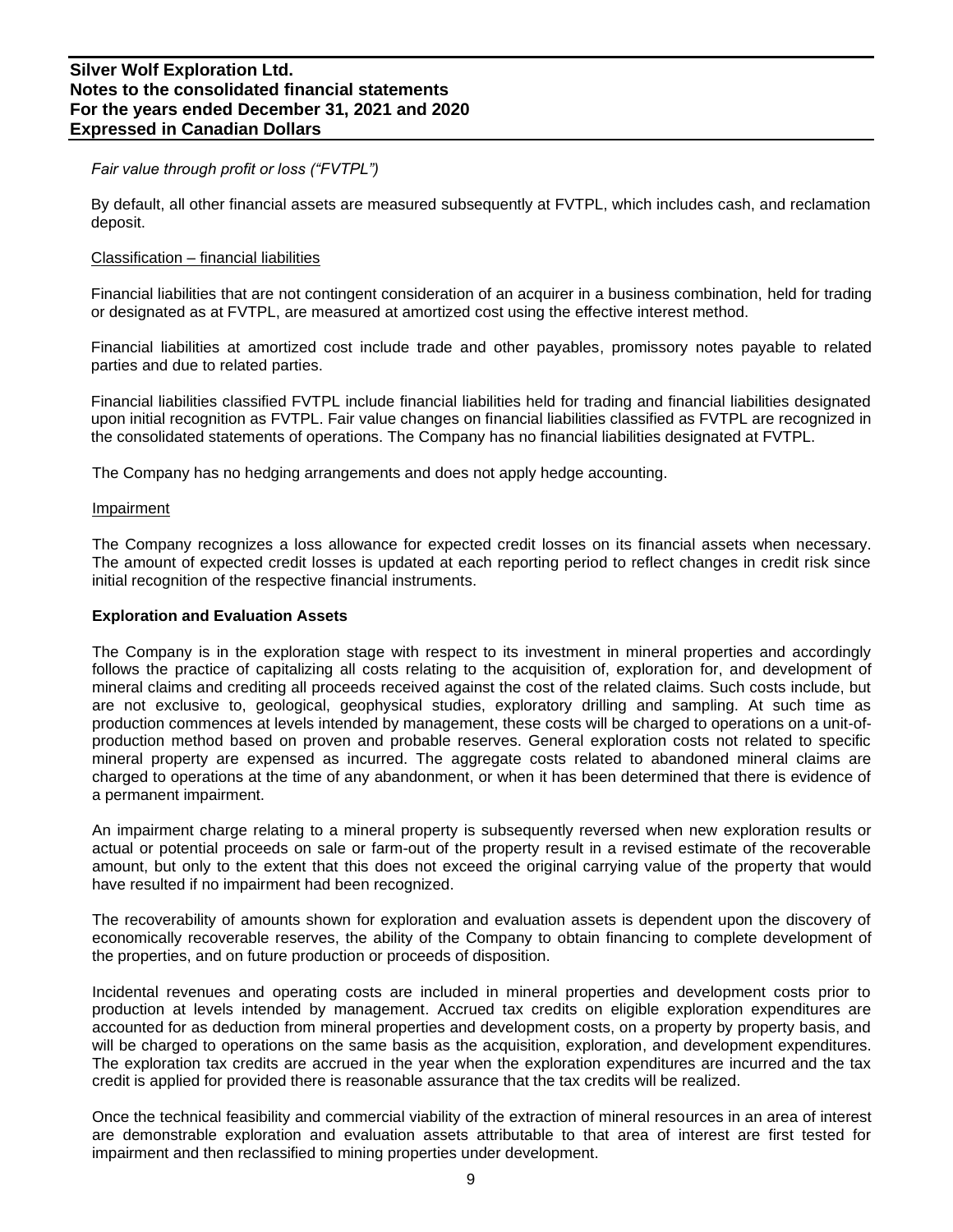*Fair value through profit or loss ("FVTPL")*

By default, all other financial assets are measured subsequently at FVTPL, which includes cash, and reclamation deposit.

Classification – financial liabilities

Financial liabilities that are not contingent consideration of an acquirer in a business combination, held for trading or designated as at FVTPL, are measured at amortized cost using the effective interest method.

Financial liabilities at amortized cost include trade and other payables, promissory notes payable to related parties and due to related parties.

Financial liabilities classified FVTPL include financial liabilities held for trading and financial liabilities designated upon initial recognition as FVTPL. Fair value changes on financial liabilities classified as FVTPL are recognized in the consolidated statements of operations. The Company has no financial liabilities designated at FVTPL.

The Company has no hedging arrangements and does not apply hedge accounting.

Impairment

The Company recognizes a loss allowance for expected credit losses on its financial assets when necessary. The amount of expected credit losses is updated at each reporting period to reflect changes in credit risk since initial recognition of the respective financial instruments.

**Exploration and Evaluation Assets**

The Company is in the exploration stage with respect to its investment in mineral properties and accordingly follows the practice of capitalizing all costs relating to the acquisition of, exploration for, and development of mineral claims and crediting all proceeds received against the cost of the related claims. Such costs include, but are not exclusive to, geological, geophysical studies, exploratory drilling and sampling. At such time as production commences at levels intended by management, these costs will be charged to operations on a unit-of-production method based on proven and probable reserves. General exploration costs not related to specific mineral property are expensed as incurred. The aggregate costs related to abandoned mineral claims are charged to operations at the time of any abandonment, or when it has been determined that there is evidence of a permanent impairment.

An impairment charge relating to a mineral property is subsequently reversed when new exploration results or actual or potential proceeds on sale or farm-out of the property result in a revised estimate of the recoverable amount, but only to the extent that this does not exceed the original carrying value of the property that would have resulted if no impairment had been recognized.

The recoverability of amounts shown for exploration and evaluation assets is dependent upon the discovery of economically recoverable reserves, the ability of the Company to obtain financing to complete development of the properties, and on future production or proceeds of disposition.

Incidental revenues and operating costs are included in mineral properties and development costs prior to production at levels intended by management. Accrued tax credits on eligible exploration expenditures are accounted for as deduction from mineral properties and development costs, on a property by property basis, and will be charged to operations on the same basis as the acquisition, exploration, and development expenditures. The exploration tax credits are accrued in the year when the exploration expenditures are incurred and the tax credit is applied for provided there is reasonable assurance that the tax credits will be realized.

Once the technical feasibility and commercial viability of the extraction of mineral resources in an area of interest are demonstrable exploration and evaluation assets attributable to that area of interest are first tested for impairment and then reclassified to mining properties under development.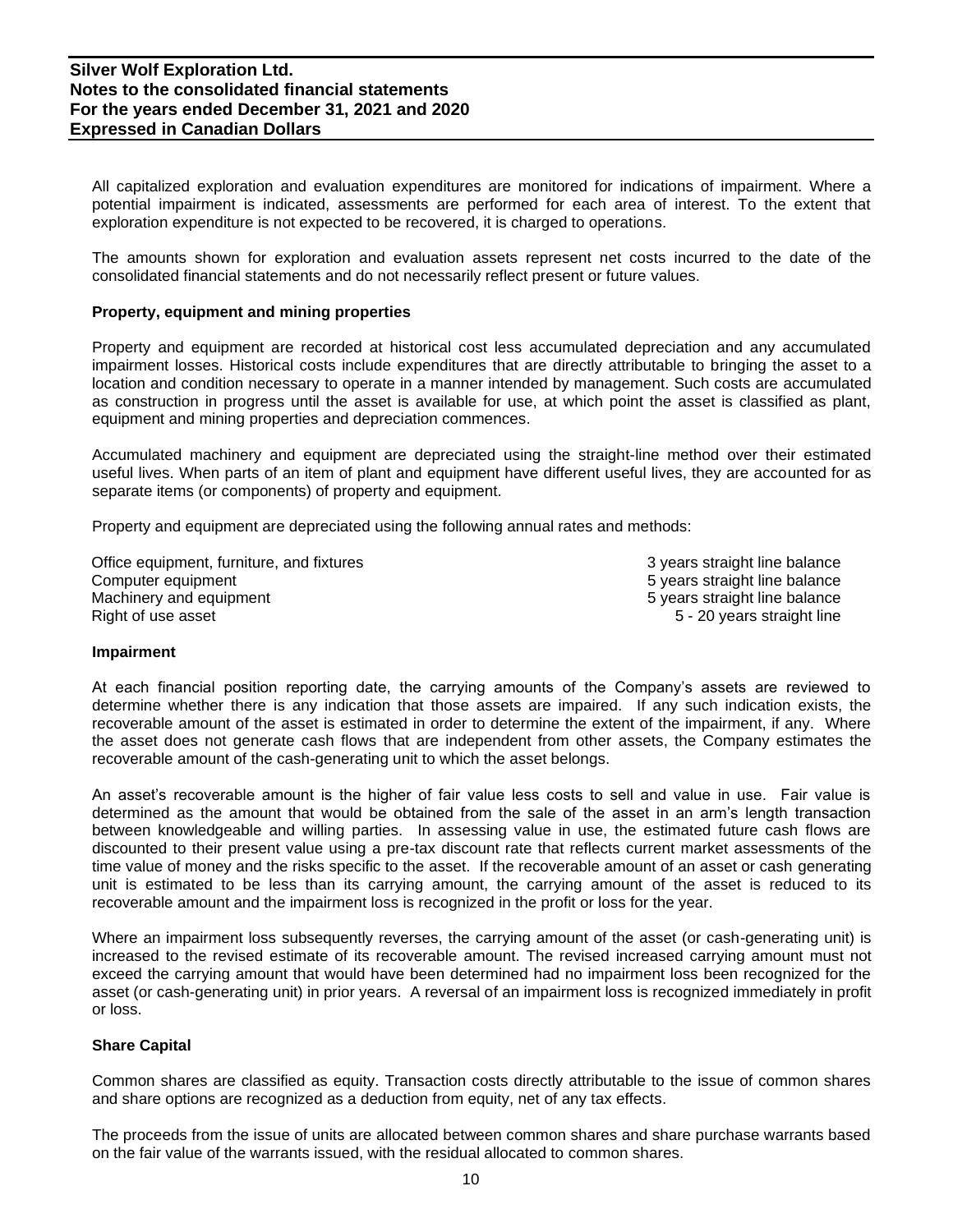All capitalized exploration and evaluation expenditures are monitored for indications of impairment. Where a potential impairment is indicated, assessments are performed for each area of interest. To the extent that exploration expenditure is not expected to be recovered, it is charged to operations.

The amounts shown for exploration and evaluation assets represent net costs incurred to the date of the consolidated financial statements and do not necessarily reflect present or future values.

**Property, equipment and mining properties**

Property and equipment are recorded at historical cost less accumulated depreciation and any accumulated impairment losses. Historical costs include expenditures that are directly attributable to bringing the asset to a location and condition necessary to operate in a manner intended by management. Such costs are accumulated as construction in progress until the asset is available for use, at which point the asset is classified as plant, equipment and mining properties and depreciation commences.

Accumulated machinery and equipment are depreciated using the straight-line method over their estimated useful lives. When parts of an item of plant and equipment have different useful lives, they are accounted for as separate items (or components) of property and equipment.

Property and equipment are depreciated using the following annual rates and methods:

| | |
|---|---|
| Office equipment, furniture, and fixtures | 3 years straight line balance |
| Computer equipment | 5 years straight line balance |
| Machinery and equipment | 5 years straight line balance |
| Right of use asset | 5 - 20 years straight line |

**Impairment**

At each financial position reporting date, the carrying amounts of the Company's assets are reviewed to determine whether there is any indication that those assets are impaired. If any such indication exists, the recoverable amount of the asset is estimated in order to determine the extent of the impairment, if any. Where the asset does not generate cash flows that are independent from other assets, the Company estimates the recoverable amount of the cash-generating unit to which the asset belongs.

An asset's recoverable amount is the higher of fair value less costs to sell and value in use. Fair value is determined as the amount that would be obtained from the sale of the asset in an arm's length transaction between knowledgeable and willing parties. In assessing value in use, the estimated future cash flows are discounted to their present value using a pre-tax discount rate that reflects current market assessments of the time value of money and the risks specific to the asset. If the recoverable amount of an asset or cash generating unit is estimated to be less than its carrying amount, the carrying amount of the asset is reduced to its recoverable amount and the impairment loss is recognized in the profit or loss for the year.

Where an impairment loss subsequently reverses, the carrying amount of the asset (or cash-generating unit) is increased to the revised estimate of its recoverable amount. The revised increased carrying amount must not exceed the carrying amount that would have been determined had no impairment loss been recognized for the asset (or cash-generating unit) in prior years. A reversal of an impairment loss is recognized immediately in profit or loss.

**Share Capital**

Common shares are classified as equity. Transaction costs directly attributable to the issue of common shares and share options are recognized as a deduction from equity, net of any tax effects.

The proceeds from the issue of units are allocated between common shares and share purchase warrants based on the fair value of the warrants issued, with the residual allocated to common shares.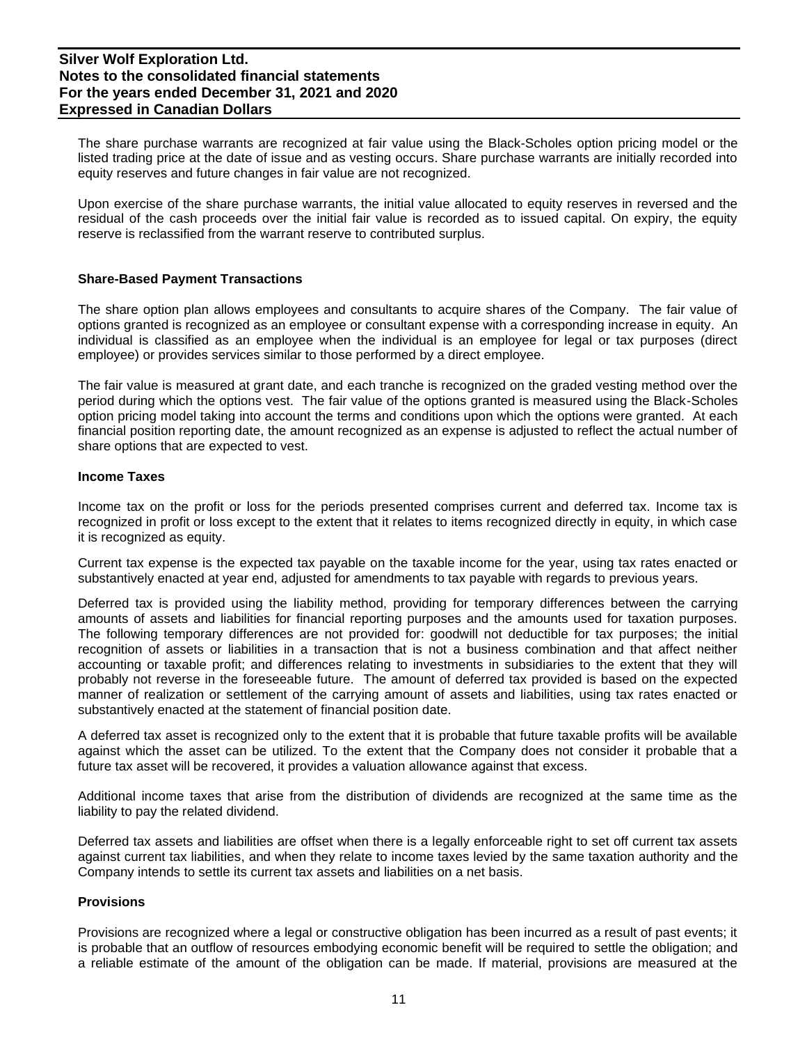The share purchase warrants are recognized at fair value using the Black-Scholes option pricing model or the listed trading price at the date of issue and as vesting occurs. Share purchase warrants are initially recorded into equity reserves and future changes in fair value are not recognized.

Upon exercise of the share purchase warrants, the initial value allocated to equity reserves in reversed and the residual of the cash proceeds over the initial fair value is recorded as to issued capital. On expiry, the equity reserve is reclassified from the warrant reserve to contributed surplus.

**Share-Based Payment Transactions**

The share option plan allows employees and consultants to acquire shares of the Company. The fair value of options granted is recognized as an employee or consultant expense with a corresponding increase in equity. An individual is classified as an employee when the individual is an employee for legal or tax purposes (direct employee) or provides services similar to those performed by a direct employee.

The fair value is measured at grant date, and each tranche is recognized on the graded vesting method over the period during which the options vest. The fair value of the options granted is measured using the Black-Scholes option pricing model taking into account the terms and conditions upon which the options were granted. At each financial position reporting date, the amount recognized as an expense is adjusted to reflect the actual number of share options that are expected to vest.

**Income Taxes**

Income tax on the profit or loss for the periods presented comprises current and deferred tax. Income tax is recognized in profit or loss except to the extent that it relates to items recognized directly in equity, in which case it is recognized as equity.

Current tax expense is the expected tax payable on the taxable income for the year, using tax rates enacted or substantively enacted at year end, adjusted for amendments to tax payable with regards to previous years.

Deferred tax is provided using the liability method, providing for temporary differences between the carrying amounts of assets and liabilities for financial reporting purposes and the amounts used for taxation purposes. The following temporary differences are not provided for: goodwill not deductible for tax purposes; the initial recognition of assets or liabilities in a transaction that is not a business combination and that affect neither accounting or taxable profit; and differences relating to investments in subsidiaries to the extent that they will probably not reverse in the foreseeable future. The amount of deferred tax provided is based on the expected manner of realization or settlement of the carrying amount of assets and liabilities, using tax rates enacted or substantively enacted at the statement of financial position date.

A deferred tax asset is recognized only to the extent that it is probable that future taxable profits will be available against which the asset can be utilized. To the extent that the Company does not consider it probable that a future tax asset will be recovered, it provides a valuation allowance against that excess.

Additional income taxes that arise from the distribution of dividends are recognized at the same time as the liability to pay the related dividend.

Deferred tax assets and liabilities are offset when there is a legally enforceable right to set off current tax assets against current tax liabilities, and when they relate to income taxes levied by the same taxation authority and the Company intends to settle its current tax assets and liabilities on a net basis.

**Provisions**

Provisions are recognized where a legal or constructive obligation has been incurred as a result of past events; it is probable that an outflow of resources embodying economic benefit will be required to settle the obligation; and a reliable estimate of the amount of the obligation can be made. If material, provisions are measured at the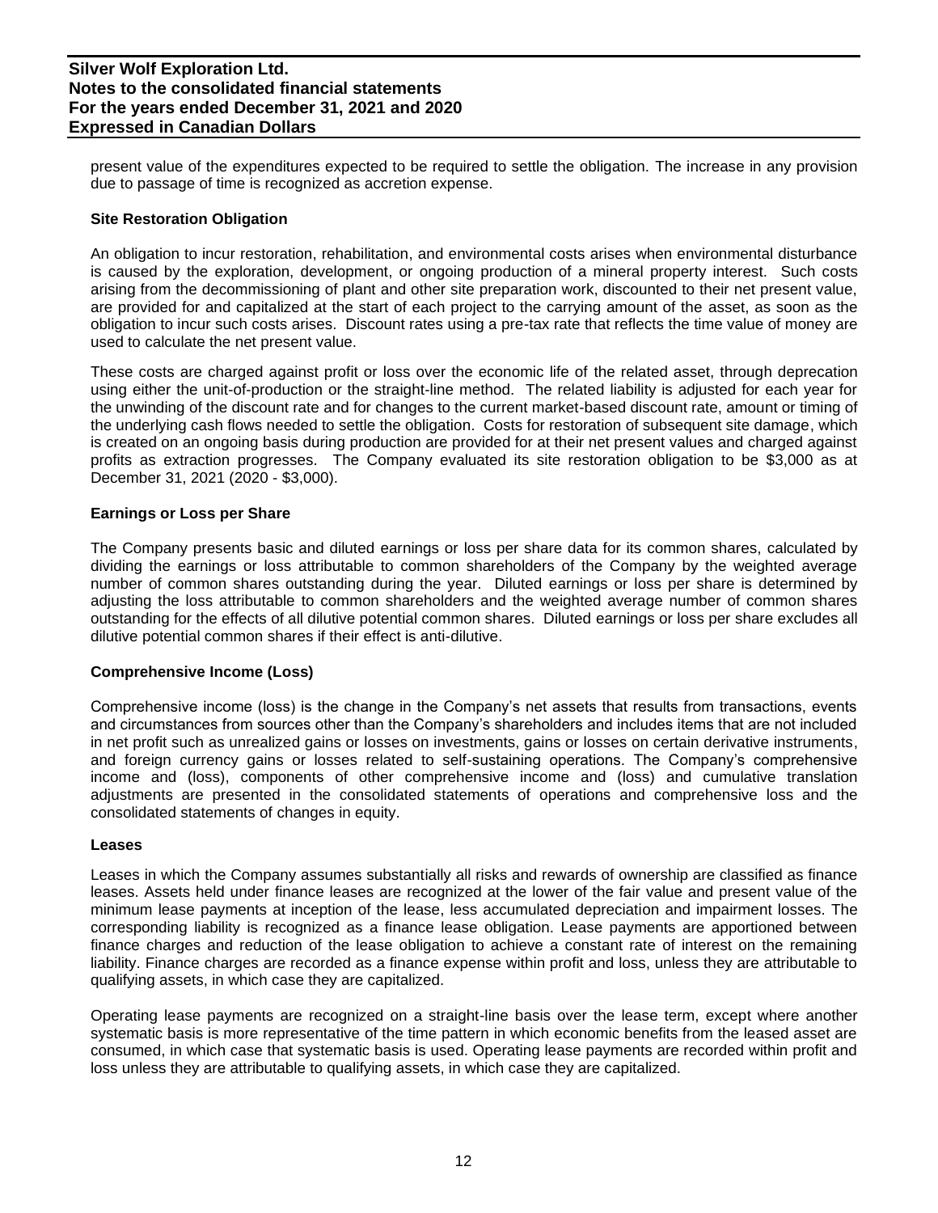present value of the expenditures expected to be required to settle the obligation. The increase in any provision due to passage of time is recognized as accretion expense.

**Site Restoration Obligation**

An obligation to incur restoration, rehabilitation, and environmental costs arises when environmental disturbance is caused by the exploration, development, or ongoing production of a mineral property interest. Such costs arising from the decommissioning of plant and other site preparation work, discounted to their net present value, are provided for and capitalized at the start of each project to the carrying amount of the asset, as soon as the obligation to incur such costs arises. Discount rates using a pre-tax rate that reflects the time value of money are used to calculate the net present value.

These costs are charged against profit or loss over the economic life of the related asset, through deprecation using either the unit-of-production or the straight-line method. The related liability is adjusted for each year for the unwinding of the discount rate and for changes to the current market-based discount rate, amount or timing of the underlying cash flows needed to settle the obligation. Costs for restoration of subsequent site damage, which is created on an ongoing basis during production are provided for at their net present values and charged against profits as extraction progresses. The Company evaluated its site restoration obligation to be $3,000 as at December 31, 2021 (2020 - $3,000).

**Earnings or Loss per Share**

The Company presents basic and diluted earnings or loss per share data for its common shares, calculated by dividing the earnings or loss attributable to common shareholders of the Company by the weighted average number of common shares outstanding during the year. Diluted earnings or loss per share is determined by adjusting the loss attributable to common shareholders and the weighted average number of common shares outstanding for the effects of all dilutive potential common shares. Diluted earnings or loss per share excludes all dilutive potential common shares if their effect is anti-dilutive.

**Comprehensive Income (Loss)**

Comprehensive income (loss) is the change in the Company's net assets that results from transactions, events and circumstances from sources other than the Company's shareholders and includes items that are not included in net profit such as unrealized gains or losses on investments, gains or losses on certain derivative instruments, and foreign currency gains or losses related to self-sustaining operations. The Company's comprehensive income and (loss), components of other comprehensive income and (loss) and cumulative translation adjustments are presented in the consolidated statements of operations and comprehensive loss and the consolidated statements of changes in equity.

**Leases**

Leases in which the Company assumes substantially all risks and rewards of ownership are classified as finance leases. Assets held under finance leases are recognized at the lower of the fair value and present value of the minimum lease payments at inception of the lease, less accumulated depreciation and impairment losses. The corresponding liability is recognized as a finance lease obligation. Lease payments are apportioned between finance charges and reduction of the lease obligation to achieve a constant rate of interest on the remaining liability. Finance charges are recorded as a finance expense within profit and loss, unless they are attributable to qualifying assets, in which case they are capitalized.

Operating lease payments are recognized on a straight-line basis over the lease term, except where another systematic basis is more representative of the time pattern in which economic benefits from the leased asset are consumed, in which case that systematic basis is used. Operating lease payments are recorded within profit and loss unless they are attributable to qualifying assets, in which case they are capitalized.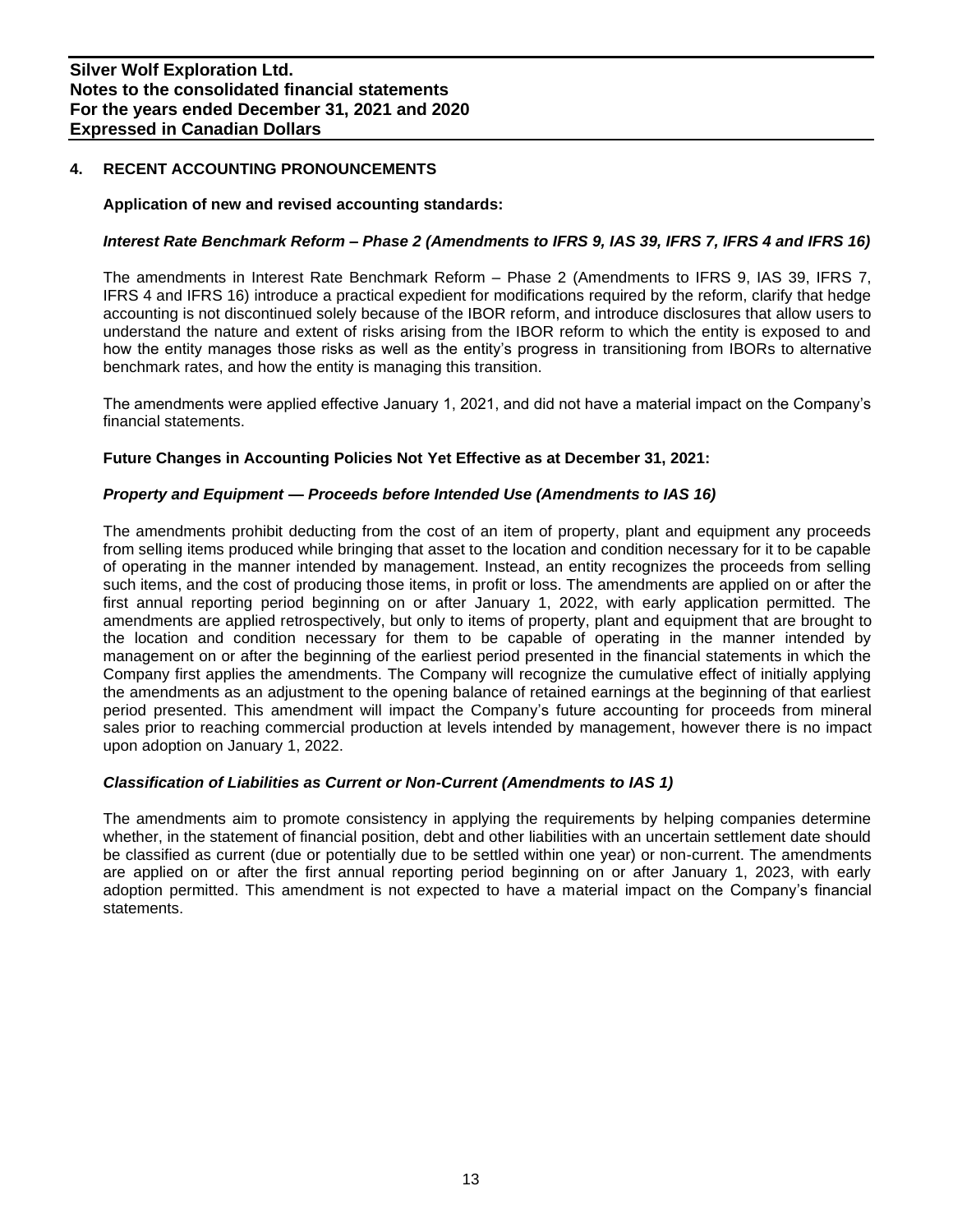# 4. RECENT ACCOUNTING PRONOUNCEMENTS

**Application of new and revised accounting standards:**

***Interest Rate Benchmark Reform – Phase 2 (Amendments to IFRS 9, IAS 39, IFRS 7, IFRS 4 and IFRS 16)***

The amendments in Interest Rate Benchmark Reform – Phase 2 (Amendments to IFRS 9, IAS 39, IFRS 7, IFRS 4 and IFRS 16) introduce a practical expedient for modifications required by the reform, clarify that hedge accounting is not discontinued solely because of the IBOR reform, and introduce disclosures that allow users to understand the nature and extent of risks arising from the IBOR reform to which the entity is exposed to and how the entity manages those risks as well as the entity's progress in transitioning from IBORs to alternative benchmark rates, and how the entity is managing this transition.

The amendments were applied effective January 1, 2021, and did not have a material impact on the Company's financial statements.

**Future Changes in Accounting Policies Not Yet Effective as at December 31, 2021:**

***Property and Equipment — Proceeds before Intended Use (Amendments to IAS 16)***

The amendments prohibit deducting from the cost of an item of property, plant and equipment any proceeds from selling items produced while bringing that asset to the location and condition necessary for it to be capable of operating in the manner intended by management. Instead, an entity recognizes the proceeds from selling such items, and the cost of producing those items, in profit or loss. The amendments are applied on or after the first annual reporting period beginning on or after January 1, 2022, with early application permitted. The amendments are applied retrospectively, but only to items of property, plant and equipment that are brought to the location and condition necessary for them to be capable of operating in the manner intended by management on or after the beginning of the earliest period presented in the financial statements in which the Company first applies the amendments. The Company will recognize the cumulative effect of initially applying the amendments as an adjustment to the opening balance of retained earnings at the beginning of that earliest period presented. This amendment will impact the Company's future accounting for proceeds from mineral sales prior to reaching commercial production at levels intended by management, however there is no impact upon adoption on January 1, 2022.

***Classification of Liabilities as Current or Non-Current (Amendments to IAS 1)***

The amendments aim to promote consistency in applying the requirements by helping companies determine whether, in the statement of financial position, debt and other liabilities with an uncertain settlement date should be classified as current (due or potentially due to be settled within one year) or non-current. The amendments are applied on or after the first annual reporting period beginning on or after January 1, 2023, with early adoption permitted. This amendment is not expected to have a material impact on the Company's financial statements.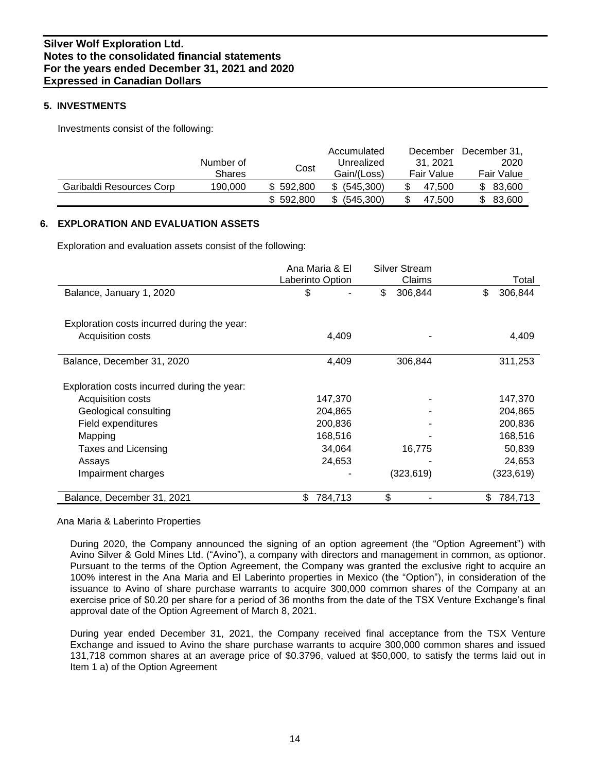# Silver Wolf Exploration Ltd.
**Notes to the consolidated financial statements**
**For the years ended December 31, 2021 and 2020**
**Expressed in Canadian Dollars**

## 5. INVESTMENTS

Investments consist of the following:

| | Number of Shares | Cost | Accumulated Unrealized Gain/(Loss) | December 31, 2021 Fair Value | December 31, 2020 Fair Value |
|---|---|---|---|---|---|
| Garibaldi Resources Corp | 190,000 | $ 592,800 | $ (545,300) | $ 47,500 | $ 83,600 |
| | | $ 592,800 | $ (545,300) | $ 47,500 | $ 83,600 |

## 6. EXPLORATION AND EVALUATION ASSETS

Exploration and evaluation assets consist of the following:

| | Ana Maria & El Laberinto Option | Silver Stream Claims | Total |
|---|---|---|---|
| Balance, January 1, 2020 | $ - | $ 306,844 | $ 306,844 |
| Exploration costs incurred during the year: | | | |
| Acquisition costs | 4,409 | - | 4,409 |
| Balance, December 31, 2020 | 4,409 | 306,844 | 311,253 |
| Exploration costs incurred during the year: | | | |
| Acquisition costs | 147,370 | - | 147,370 |
| Geological consulting | 204,865 | - | 204,865 |
| Field expenditures | 200,836 | - | 200,836 |
| Mapping | 168,516 | - | 168,516 |
| Taxes and Licensing | 34,064 | 16,775 | 50,839 |
| Assays | 24,653 | - | 24,653 |
| Impairment charges | - | (323,619) | (323,619) |
| Balance, December 31, 2021 | $ 784,713 | $ - | $ 784,713 |

Ana Maria & Laberinto Properties

During 2020, the Company announced the signing of an option agreement (the "Option Agreement") with Avino Silver & Gold Mines Ltd. ("Avino"), a company with directors and management in common, as optionor. Pursuant to the terms of the Option Agreement, the Company was granted the exclusive right to acquire an 100% interest in the Ana Maria and El Laberinto properties in Mexico (the "Option"), in consideration of the issuance to Avino of share purchase warrants to acquire 300,000 common shares of the Company at an exercise price of $0.20 per share for a period of 36 months from the date of the TSX Venture Exchange's final approval date of the Option Agreement of March 8, 2021.

During year ended December 31, 2021, the Company received final acceptance from the TSX Venture Exchange and issued to Avino the share purchase warrants to acquire 300,000 common shares and issued 131,718 common shares at an average price of $0.3796, valued at $50,000, to satisfy the terms laid out in Item 1 a) of the Option Agreement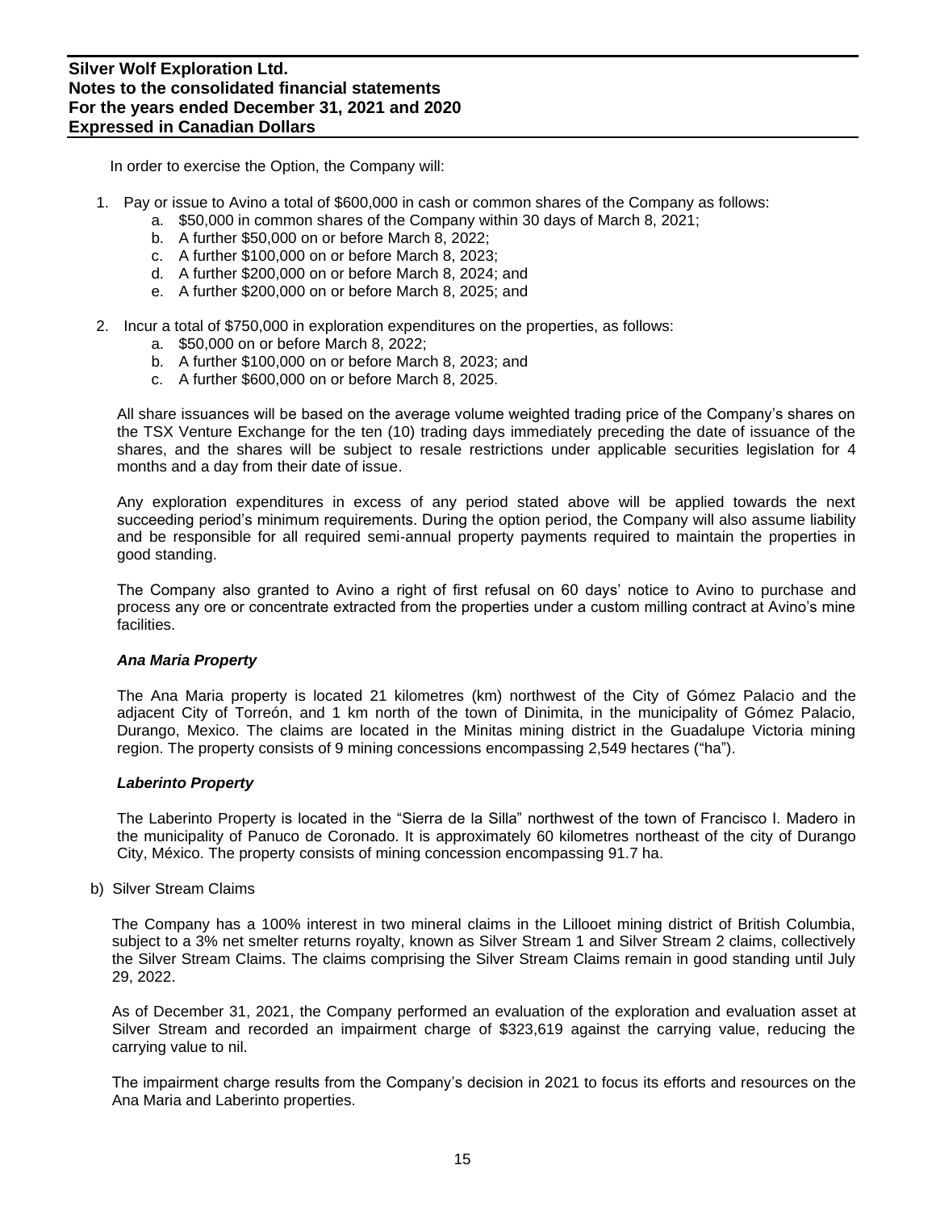In order to exercise the Option, the Company will:

1. Pay or issue to Avino a total of $600,000 in cash or common shares of the Company as follows:
   a. $50,000 in common shares of the Company within 30 days of March 8, 2021;
   b. A further $50,000 on or before March 8, 2022;
   c. A further $100,000 on or before March 8, 2023;
   d. A further $200,000 on or before March 8, 2024; and
   e. A further $200,000 on or before March 8, 2025; and

2. Incur a total of $750,000 in exploration expenditures on the properties, as follows:
   a. $50,000 on or before March 8, 2022;
   b. A further $100,000 on or before March 8, 2023; and
   c. A further $600,000 on or before March 8, 2025.

All share issuances will be based on the average volume weighted trading price of the Company's shares on the TSX Venture Exchange for the ten (10) trading days immediately preceding the date of issuance of the shares, and the shares will be subject to resale restrictions under applicable securities legislation for 4 months and a day from their date of issue.

Any exploration expenditures in excess of any period stated above will be applied towards the next succeeding period's minimum requirements. During the option period, the Company will also assume liability and be responsible for all required semi-annual property payments required to maintain the properties in good standing.

The Company also granted to Avino a right of first refusal on 60 days' notice to Avino to purchase and process any ore or concentrate extracted from the properties under a custom milling contract at Avino's mine facilities.

***Ana Maria Property***

The Ana Maria property is located 21 kilometres (km) northwest of the City of Gómez Palacio and the adjacent City of Torreón, and 1 km north of the town of Dinimita, in the municipality of Gómez Palacio, Durango, Mexico. The claims are located in the Minitas mining district in the Guadalupe Victoria mining region. The property consists of 9 mining concessions encompassing 2,549 hectares ("ha").

***Laberinto Property***

The Laberinto Property is located in the "Sierra de la Silla" northwest of the town of Francisco I. Madero in the municipality of Panuco de Coronado. It is approximately 60 kilometres northeast of the city of Durango City, México. The property consists of mining concession encompassing 91.7 ha.

b) Silver Stream Claims

The Company has a 100% interest in two mineral claims in the Lillooet mining district of British Columbia, subject to a 3% net smelter returns royalty, known as Silver Stream 1 and Silver Stream 2 claims, collectively the Silver Stream Claims. The claims comprising the Silver Stream Claims remain in good standing until July 29, 2022.

As of December 31, 2021, the Company performed an evaluation of the exploration and evaluation asset at Silver Stream and recorded an impairment charge of $323,619 against the carrying value, reducing the carrying value to nil.

The impairment charge results from the Company's decision in 2021 to focus its efforts and resources on the Ana Maria and Laberinto properties.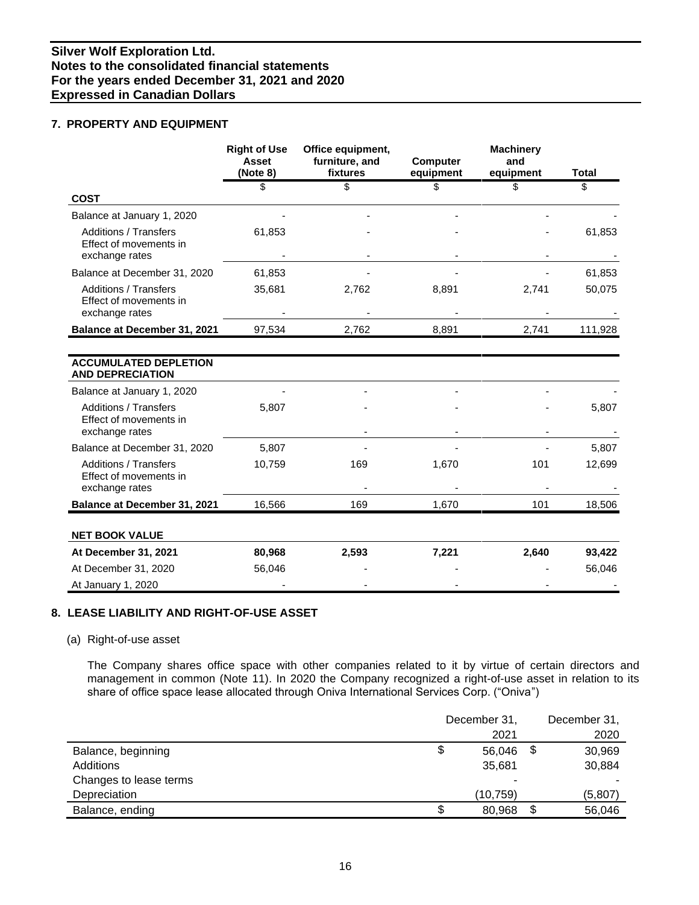# Silver Wolf Exploration Ltd.
# Notes to the consolidated financial statements
# For the years ended December 31, 2021 and 2020
# Expressed in Canadian Dollars

## 7. PROPERTY AND EQUIPMENT

| | Right of Use Asset (Note 8) | Office equipment, furniture, and fixtures | Computer equipment | Machinery and equipment | Total |
|---|---|---|---|---|---|
| | $ | $ | $ | $ | $ |
| **COST** | | | | | |
| Balance at January 1, 2020 | - | - | - | - | - |
| Additions / Transfers | 61,853 | - | - | - | 61,853 |
| Effect of movements in exchange rates | - | - | - | - | - |
| Balance at December 31, 2020 | 61,853 | - | - | - | 61,853 |
| Additions / Transfers | 35,681 | 2,762 | 8,891 | 2,741 | 50,075 |
| Effect of movements in exchange rates | - | - | - | - | - |
| **Balance at December 31, 2021** | 97,534 | 2,762 | 8,891 | 2,741 | 111,928 |
| **ACCUMULATED DEPLETION AND DEPRECIATION** | | | | | |
| Balance at January 1, 2020 | - | - | - | - | - |
| Additions / Transfers | 5,807 | - | - | - | 5,807 |
| Effect of movements in exchange rates | | - | - | - | - |
| Balance at December 31, 2020 | 5,807 | - | - | - | 5,807 |
| Additions / Transfers | 10,759 | 169 | 1,670 | 101 | 12,699 |
| Effect of movements in exchange rates | | - | - | - | - |
| **Balance at December 31, 2021** | 16,566 | 169 | 1,670 | 101 | 18,506 |
| **NET BOOK VALUE** | | | | | |
| **At December 31, 2021** | **80,968** | **2,593** | **7,221** | **2,640** | **93,422** |
| At December 31, 2020 | 56,046 | - | - | - | 56,046 |
| At January 1, 2020 | - | - | - | - | - |

## 8. LEASE LIABILITY AND RIGHT-OF-USE ASSET

(a) Right-of-use asset

The Company shares office space with other companies related to it by virtue of certain directors and management in common (Note 11). In 2020 the Company recognized a right-of-use asset in relation to its share of office space lease allocated through Oniva International Services Corp. ("Oniva")

| | December 31, 2021 | December 31, 2020 |
|---|---|---|
| Balance, beginning | $ 56,046 | $ 30,969 |
| Additions | 35,681 | 30,884 |
| Changes to lease terms | - | - |
| Depreciation | (10,759) | (5,807) |
| Balance, ending | $ 80,968 | $ 56,046 |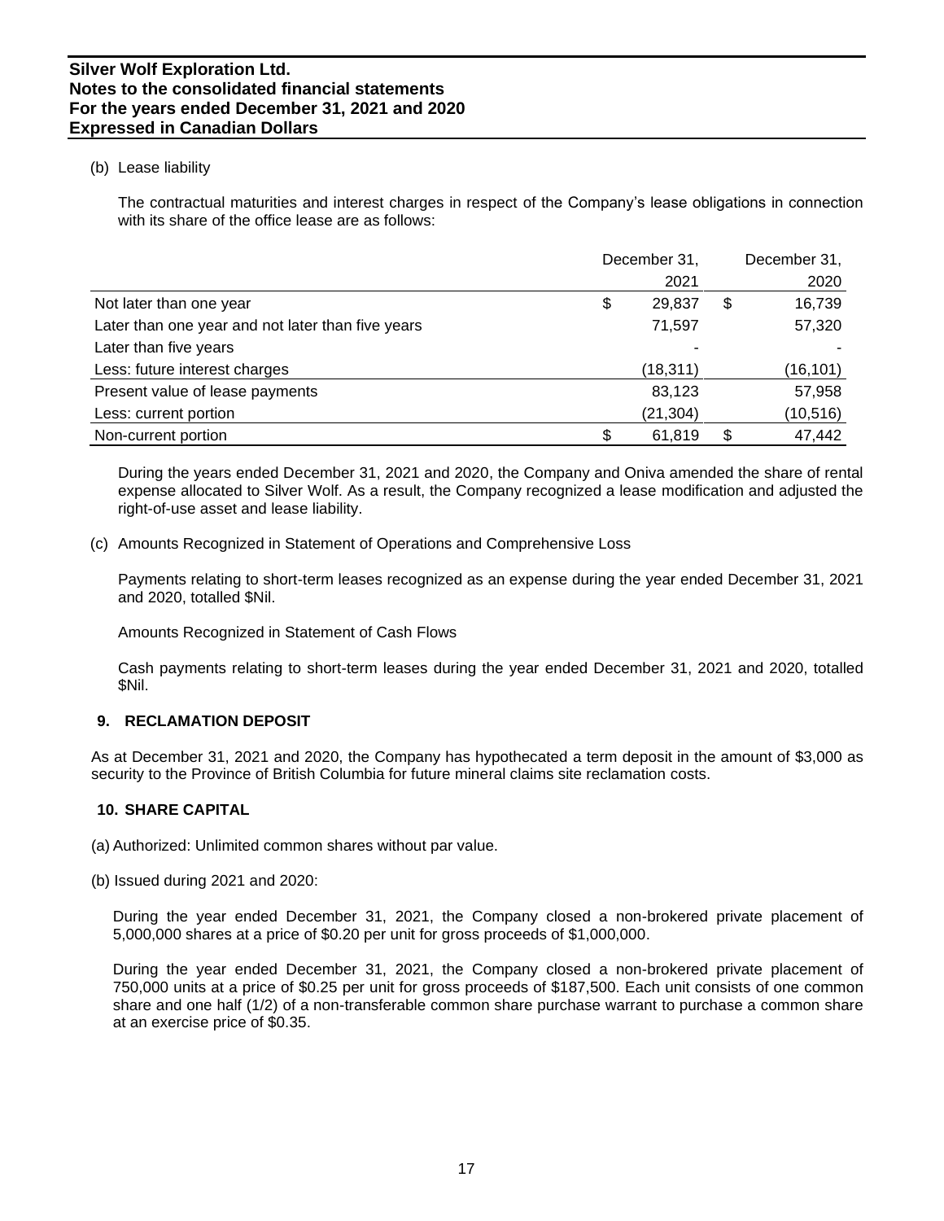(b) Lease liability

The contractual maturities and interest charges in respect of the Company's lease obligations in connection with its share of the office lease are as follows:

| | December 31, 2021 | December 31, 2020 |
|---|---|---|
| Not later than one year | $ 29,837 | $ 16,739 |
| Later than one year and not later than five years | 71,597 | 57,320 |
| Later than five years | - | - |
| Less: future interest charges | (18,311) | (16,101) |
| Present value of lease payments | 83,123 | 57,958 |
| Less: current portion | (21,304) | (10,516) |
| Non-current portion | $ 61,819 | $ 47,442 |

During the years ended December 31, 2021 and 2020, the Company and Oniva amended the share of rental expense allocated to Silver Wolf. As a result, the Company recognized a lease modification and adjusted the right-of-use asset and lease liability.

(c) Amounts Recognized in Statement of Operations and Comprehensive Loss

Payments relating to short-term leases recognized as an expense during the year ended December 31, 2021 and 2020, totalled $Nil.

Amounts Recognized in Statement of Cash Flows

Cash payments relating to short-term leases during the year ended December 31, 2021 and 2020, totalled $Nil.

## 9. RECLAMATION DEPOSIT

As at December 31, 2021 and 2020, the Company has hypothecated a term deposit in the amount of $3,000 as security to the Province of British Columbia for future mineral claims site reclamation costs.

## 10. SHARE CAPITAL

(a) Authorized: Unlimited common shares without par value.

(b) Issued during 2021 and 2020:

During the year ended December 31, 2021, the Company closed a non-brokered private placement of 5,000,000 shares at a price of $0.20 per unit for gross proceeds of $1,000,000.

During the year ended December 31, 2021, the Company closed a non-brokered private placement of 750,000 units at a price of $0.25 per unit for gross proceeds of $187,500. Each unit consists of one common share and one half (1/2) of a non-transferable common share purchase warrant to purchase a common share at an exercise price of $0.35.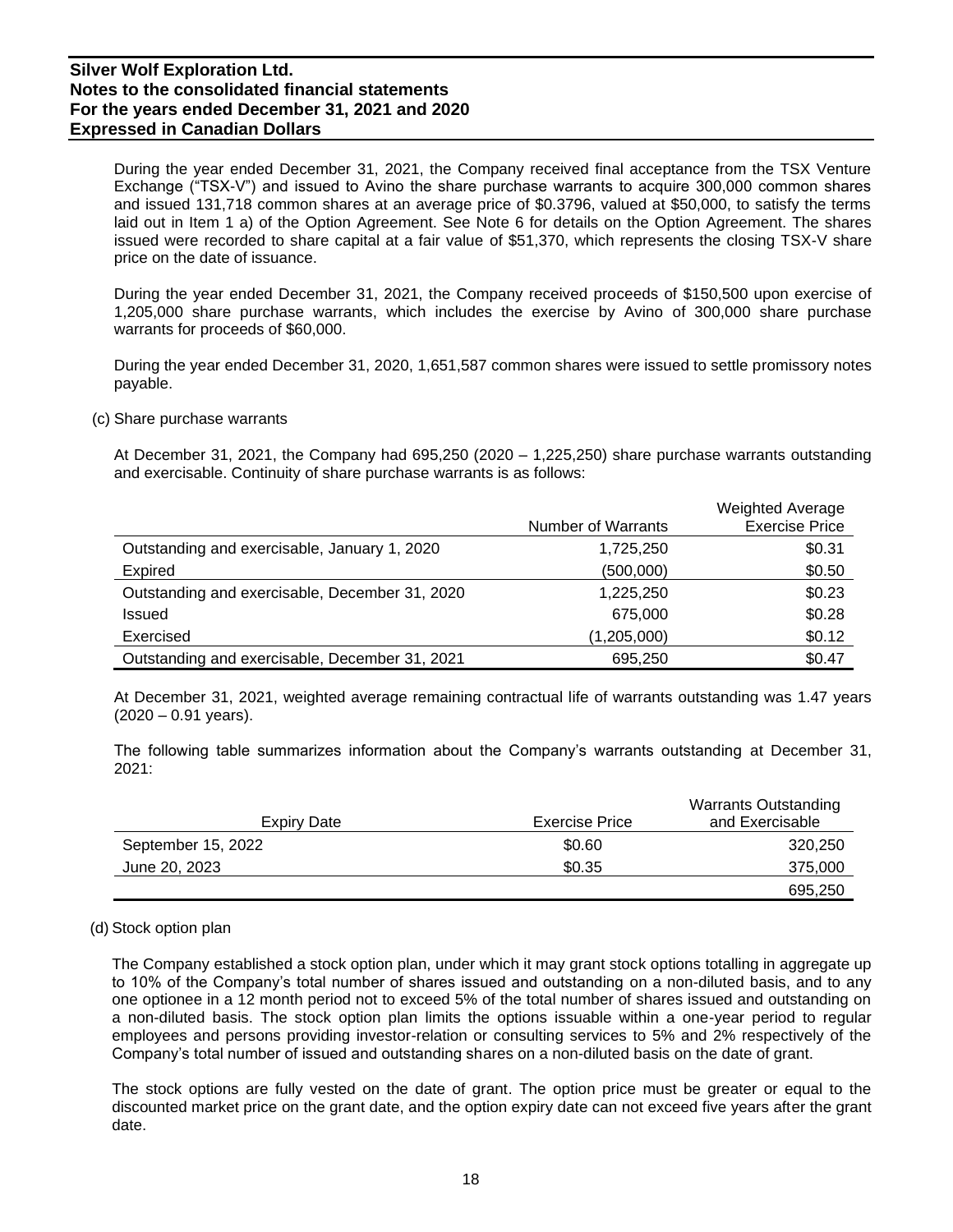During the year ended December 31, 2021, the Company received final acceptance from the TSX Venture Exchange ("TSX-V") and issued to Avino the share purchase warrants to acquire 300,000 common shares and issued 131,718 common shares at an average price of $0.3796, valued at $50,000, to satisfy the terms laid out in Item 1 a) of the Option Agreement. See Note 6 for details on the Option Agreement. The shares issued were recorded to share capital at a fair value of $51,370, which represents the closing TSX-V share price on the date of issuance.

During the year ended December 31, 2021, the Company received proceeds of $150,500 upon exercise of 1,205,000 share purchase warrants, which includes the exercise by Avino of 300,000 share purchase warrants for proceeds of $60,000.

During the year ended December 31, 2020, 1,651,587 common shares were issued to settle promissory notes payable.

(c) Share purchase warrants

At December 31, 2021, the Company had 695,250 (2020 – 1,225,250) share purchase warrants outstanding and exercisable. Continuity of share purchase warrants is as follows:

| | Number of Warrants | Weighted Average Exercise Price |
|---|---|---|
| Outstanding and exercisable, January 1, 2020 | 1,725,250 | $0.31 |
| Expired | (500,000) | $0.50 |
| Outstanding and exercisable, December 31, 2020 | 1,225,250 | $0.23 |
| Issued | 675,000 | $0.28 |
| Exercised | (1,205,000) | $0.12 |
| Outstanding and exercisable, December 31, 2021 | 695,250 | $0.47 |

At December 31, 2021, weighted average remaining contractual life of warrants outstanding was 1.47 years (2020 – 0.91 years).

The following table summarizes information about the Company's warrants outstanding at December 31, 2021:

| Expiry Date | Exercise Price | Warrants Outstanding and Exercisable |
|---|---|---|
| September 15, 2022 | $0.60 | 320,250 |
| June 20, 2023 | $0.35 | 375,000 |
| | | 695,250 |

(d) Stock option plan

The Company established a stock option plan, under which it may grant stock options totalling in aggregate up to 10% of the Company's total number of shares issued and outstanding on a non-diluted basis, and to any one optionee in a 12 month period not to exceed 5% of the total number of shares issued and outstanding on a non-diluted basis. The stock option plan limits the options issuable within a one-year period to regular employees and persons providing investor-relation or consulting services to 5% and 2% respectively of the Company's total number of issued and outstanding shares on a non-diluted basis on the date of grant.

The stock options are fully vested on the date of grant. The option price must be greater or equal to the discounted market price on the grant date, and the option expiry date can not exceed five years after the grant date.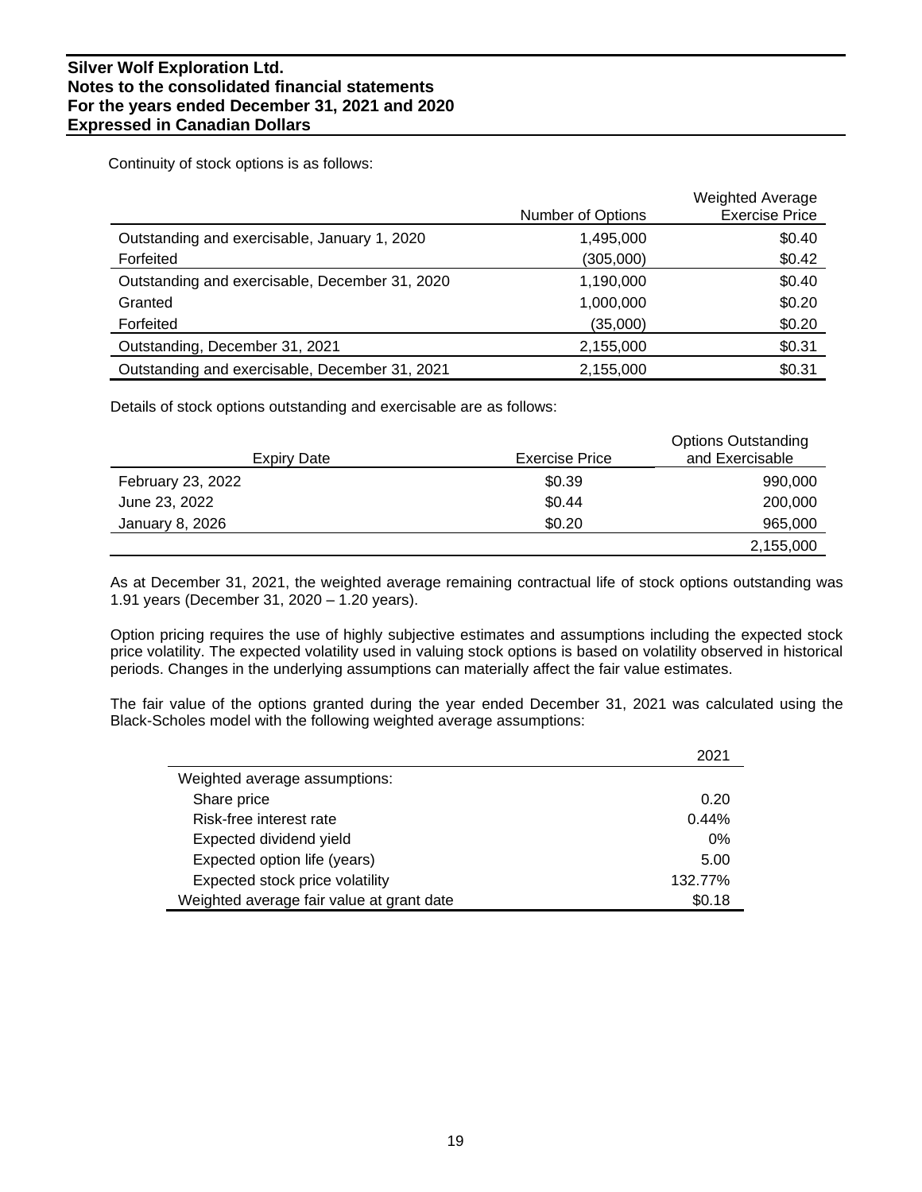Continuity of stock options is as follows:

| | Number of Options | Weighted Average Exercise Price |
|---|---|---|
| Outstanding and exercisable, January 1, 2020 | 1,495,000 | $0.40 |
| Forfeited | (305,000) | $0.42 |
| Outstanding and exercisable, December 31, 2020 | 1,190,000 | $0.40 |
| Granted | 1,000,000 | $0.20 |
| Forfeited | (35,000) | $0.20 |
| Outstanding, December 31, 2021 | 2,155,000 | $0.31 |
| Outstanding and exercisable, December 31, 2021 | 2,155,000 | $0.31 |

Details of stock options outstanding and exercisable are as follows:

| Expiry Date | Exercise Price | Options Outstanding and Exercisable |
|---|---|---|
| February 23, 2022 | $0.39 | 990,000 |
| June 23, 2022 | $0.44 | 200,000 |
| January 8, 2026 | $0.20 | 965,000 |
| | | 2,155,000 |

As at December 31, 2021, the weighted average remaining contractual life of stock options outstanding was 1.91 years (December 31, 2020 – 1.20 years).

Option pricing requires the use of highly subjective estimates and assumptions including the expected stock price volatility. The expected volatility used in valuing stock options is based on volatility observed in historical periods. Changes in the underlying assumptions can materially affect the fair value estimates.

The fair value of the options granted during the year ended December 31, 2021 was calculated using the Black-Scholes model with the following weighted average assumptions:

| | 2021 |
|---|---|
| Weighted average assumptions: | |
| Share price | 0.20 |
| Risk-free interest rate | 0.44% |
| Expected dividend yield | 0% |
| Expected option life (years) | 5.00 |
| Expected stock price volatility | 132.77% |
| Weighted average fair value at grant date | $0.18 |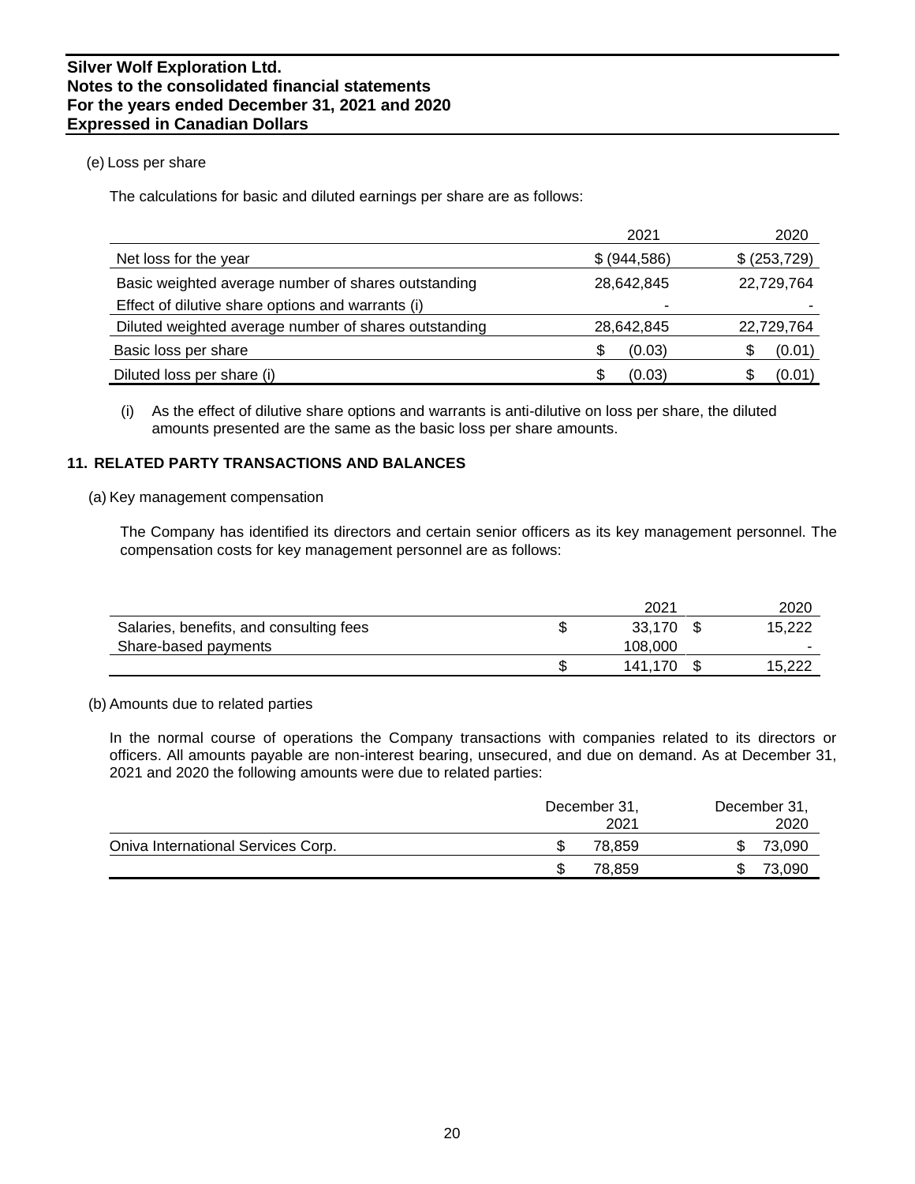(e) Loss per share

The calculations for basic and diluted earnings per share are as follows:

| | 2021 | 2020 |
|---|---|---|
| Net loss for the year | $ (944,586) | $ (253,729) |
| Basic weighted average number of shares outstanding | 28,642,845 | 22,729,764 |
| Effect of dilutive share options and warrants (i) | - | - |
| Diluted weighted average number of shares outstanding | 28,642,845 | 22,729,764 |
| Basic loss per share | $ (0.03) | $ (0.01) |
| Diluted loss per share (i) | $ (0.03) | $ (0.01) |

(i) As the effect of dilutive share options and warrants is anti-dilutive on loss per share, the diluted amounts presented are the same as the basic loss per share amounts.

## 11. RELATED PARTY TRANSACTIONS AND BALANCES

(a) Key management compensation

The Company has identified its directors and certain senior officers as its key management personnel. The compensation costs for key management personnel are as follows:

| | 2021 | 2020 |
|---|---|---|
| Salaries, benefits, and consulting fees | $ 33,170 | $ 15,222 |
| Share-based payments | 108,000 | - |
| | $ 141,170 | $ 15,222 |

(b) Amounts due to related parties

In the normal course of operations the Company transactions with companies related to its directors or officers. All amounts payable are non-interest bearing, unsecured, and due on demand. As at December 31, 2021 and 2020 the following amounts were due to related parties:

| | December 31, 2021 | December 31, 2020 |
|---|---|---|
| Oniva International Services Corp. | $ 78,859 | $ 73,090 |
| | $ 78,859 | $ 73,090 |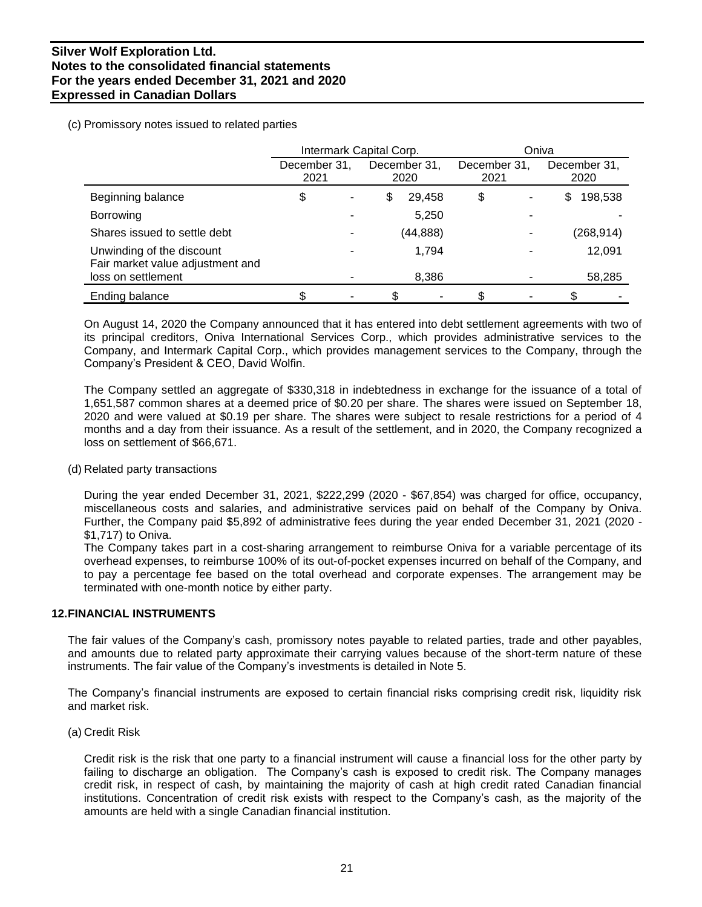(c) Promissory notes issued to related parties

| | Intermark Capital Corp. | | Oniva | |
|---|---|---|---|---|
| | December 31, 2021 | December 31, 2020 | December 31, 2021 | December 31, 2020 |
| Beginning balance | $ - | $ 29,458 | $ - | $ 198,538 |
| Borrowing | - | 5,250 | - | - |
| Shares issued to settle debt | - | (44,888) | - | (268,914) |
| Unwinding of the discount | - | 1,794 | - | 12,091 |
| Fair market value adjustment and loss on settlement | - | 8,386 | - | 58,285 |
| Ending balance | $ - | $ - | $ - | $ - |

On August 14, 2020 the Company announced that it has entered into debt settlement agreements with two of its principal creditors, Oniva International Services Corp., which provides administrative services to the Company, and Intermark Capital Corp., which provides management services to the Company, through the Company's President & CEO, David Wolfin.

The Company settled an aggregate of $330,318 in indebtedness in exchange for the issuance of a total of 1,651,587 common shares at a deemed price of $0.20 per share. The shares were issued on September 18, 2020 and were valued at $0.19 per share. The shares were subject to resale restrictions for a period of 4 months and a day from their issuance. As a result of the settlement, and in 2020, the Company recognized a loss on settlement of $66,671.

(d) Related party transactions

During the year ended December 31, 2021, $222,299 (2020 - $67,854) was charged for office, occupancy, miscellaneous costs and salaries, and administrative services paid on behalf of the Company by Oniva. Further, the Company paid $5,892 of administrative fees during the year ended December 31, 2021 (2020 - $1,717) to Oniva.

The Company takes part in a cost-sharing arrangement to reimburse Oniva for a variable percentage of its overhead expenses, to reimburse 100% of its out-of-pocket expenses incurred on behalf of the Company, and to pay a percentage fee based on the total overhead and corporate expenses. The arrangement may be terminated with one-month notice by either party.

## 12. FINANCIAL INSTRUMENTS

The fair values of the Company's cash, promissory notes payable to related parties, trade and other payables, and amounts due to related party approximate their carrying values because of the short-term nature of these instruments. The fair value of the Company's investments is detailed in Note 5.

The Company's financial instruments are exposed to certain financial risks comprising credit risk, liquidity risk and market risk.

(a) Credit Risk

Credit risk is the risk that one party to a financial instrument will cause a financial loss for the other party by failing to discharge an obligation. The Company's cash is exposed to credit risk. The Company manages credit risk, in respect of cash, by maintaining the majority of cash at high credit rated Canadian financial institutions. Concentration of credit risk exists with respect to the Company's cash, as the majority of the amounts are held with a single Canadian financial institution.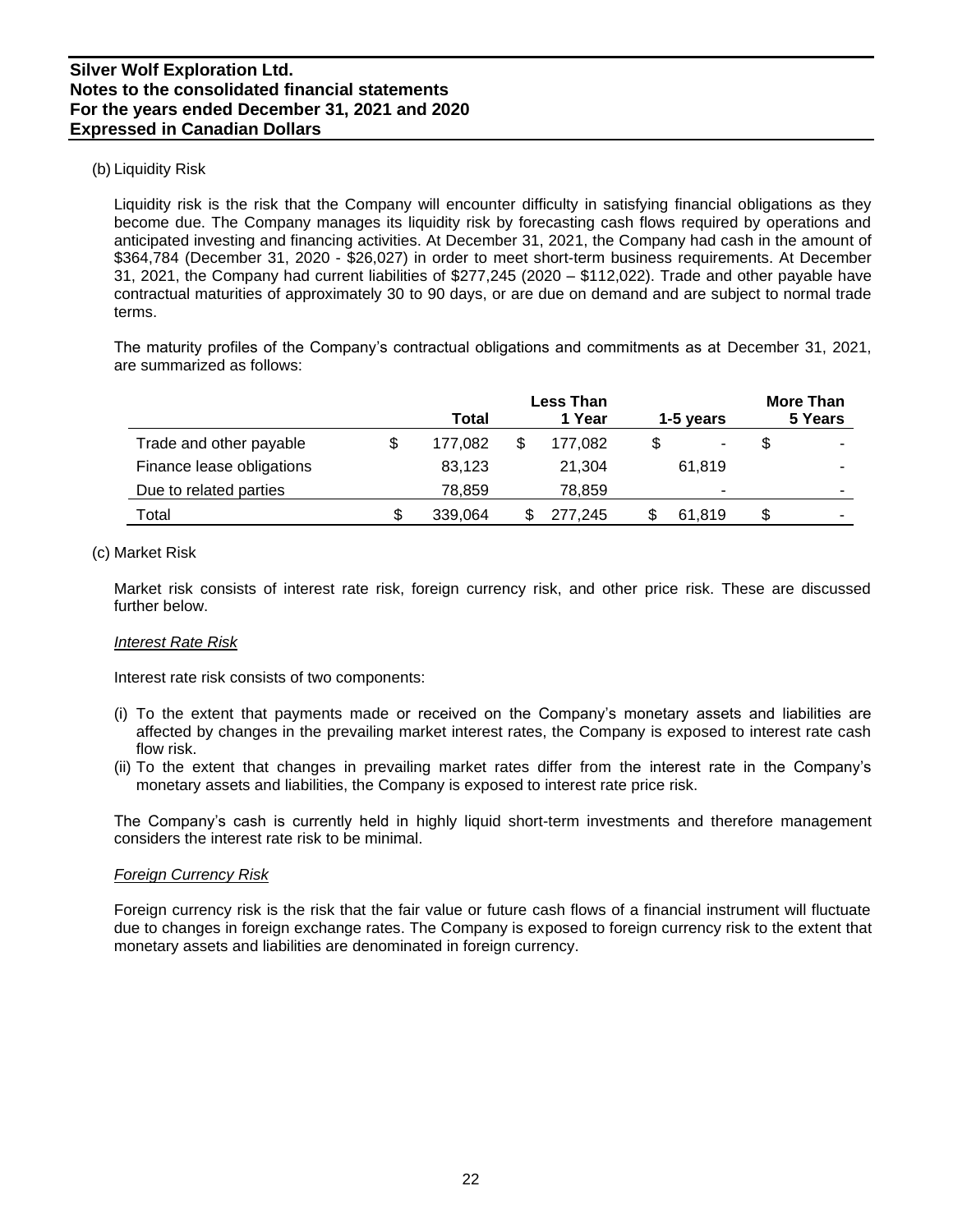(b) Liquidity Risk

Liquidity risk is the risk that the Company will encounter difficulty in satisfying financial obligations as they become due. The Company manages its liquidity risk by forecasting cash flows required by operations and anticipated investing and financing activities. At December 31, 2021, the Company had cash in the amount of \$364,784 (December 31, 2020 - \$26,027) in order to meet short-term business requirements. At December 31, 2021, the Company had current liabilities of \$277,245 (2020 – \$112,022). Trade and other payable have contractual maturities of approximately 30 to 90 days, or are due on demand and are subject to normal trade terms.

The maturity profiles of the Company's contractual obligations and commitments as at December 31, 2021, are summarized as follows:

| | Total | Less Than 1 Year | 1-5 years | More Than 5 Years |
|---|---|---|---|---|
| Trade and other payable | \$ 177,082 | \$ 177,082 | \$ - | \$ - |
| Finance lease obligations | 83,123 | 21,304 | 61,819 | - |
| Due to related parties | 78,859 | 78,859 | - | - |
| Total | \$ 339,064 | \$ 277,245 | \$ 61,819 | \$ - |

(c) Market Risk

Market risk consists of interest rate risk, foreign currency risk, and other price risk. These are discussed further below.

*Interest Rate Risk*

Interest rate risk consists of two components:

(i) To the extent that payments made or received on the Company's monetary assets and liabilities are affected by changes in the prevailing market interest rates, the Company is exposed to interest rate cash flow risk.
(ii) To the extent that changes in prevailing market rates differ from the interest rate in the Company's monetary assets and liabilities, the Company is exposed to interest rate price risk.

The Company's cash is currently held in highly liquid short-term investments and therefore management considers the interest rate risk to be minimal.

*Foreign Currency Risk*

Foreign currency risk is the risk that the fair value or future cash flows of a financial instrument will fluctuate due to changes in foreign exchange rates. The Company is exposed to foreign currency risk to the extent that monetary assets and liabilities are denominated in foreign currency.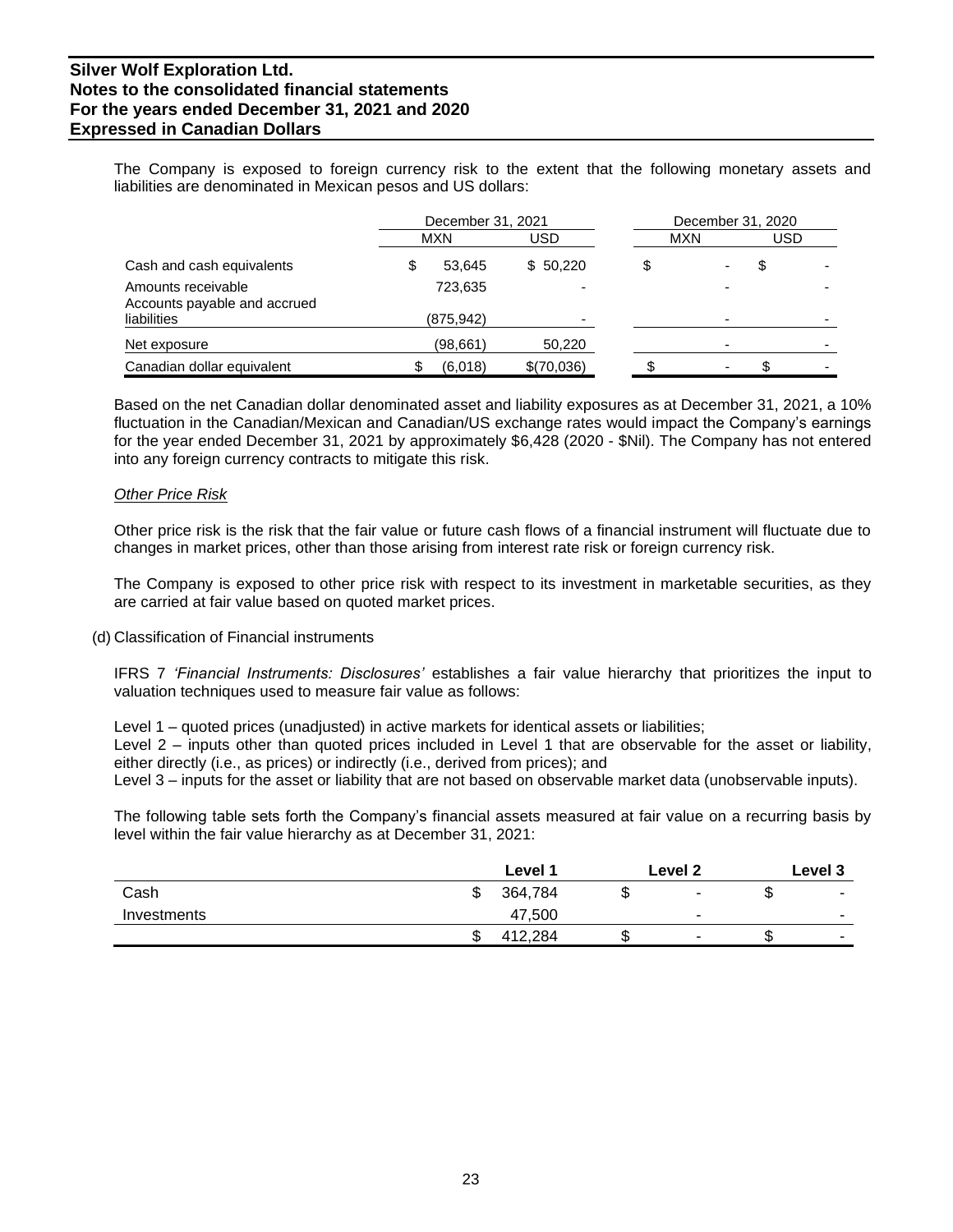The Company is exposed to foreign currency risk to the extent that the following monetary assets and liabilities are denominated in Mexican pesos and US dollars:

| | December 31, 2021 | | December 31, 2020 | |
|---|---|---|---|---|
| | MXN | USD | MXN | USD |
| Cash and cash equivalents | $ 53,645 | $ 50,220 | $ - | $ - |
| Amounts receivable | 723,635 | - | - | - |
| Accounts payable and accrued liabilities | (875,942) | - | - | - |
| Net exposure | (98,661) | 50,220 | - | - |
| Canadian dollar equivalent | $ (6,018) | $(70,036) | $ - | $ - |

Based on the net Canadian dollar denominated asset and liability exposures as at December 31, 2021, a 10% fluctuation in the Canadian/Mexican and Canadian/US exchange rates would impact the Company's earnings for the year ended December 31, 2021 by approximately $6,428 (2020 - $Nil). The Company has not entered into any foreign currency contracts to mitigate this risk.

*Other Price Risk*

Other price risk is the risk that the fair value or future cash flows of a financial instrument will fluctuate due to changes in market prices, other than those arising from interest rate risk or foreign currency risk.

The Company is exposed to other price risk with respect to its investment in marketable securities, as they are carried at fair value based on quoted market prices.

(d) Classification of Financial instruments

IFRS 7 *'Financial Instruments: Disclosures'* establishes a fair value hierarchy that prioritizes the input to valuation techniques used to measure fair value as follows:

Level 1 – quoted prices (unadjusted) in active markets for identical assets or liabilities;
Level 2 – inputs other than quoted prices included in Level 1 that are observable for the asset or liability, either directly (i.e., as prices) or indirectly (i.e., derived from prices); and
Level 3 – inputs for the asset or liability that are not based on observable market data (unobservable inputs).

The following table sets forth the Company's financial assets measured at fair value on a recurring basis by level within the fair value hierarchy as at December 31, 2021:

| | Level 1 | Level 2 | Level 3 |
|---|---|---|---|
| Cash | $ 364,784 | $ - | $ - |
| Investments | 47,500 | - | - |
| | $ 412,284 | $ - | $ - |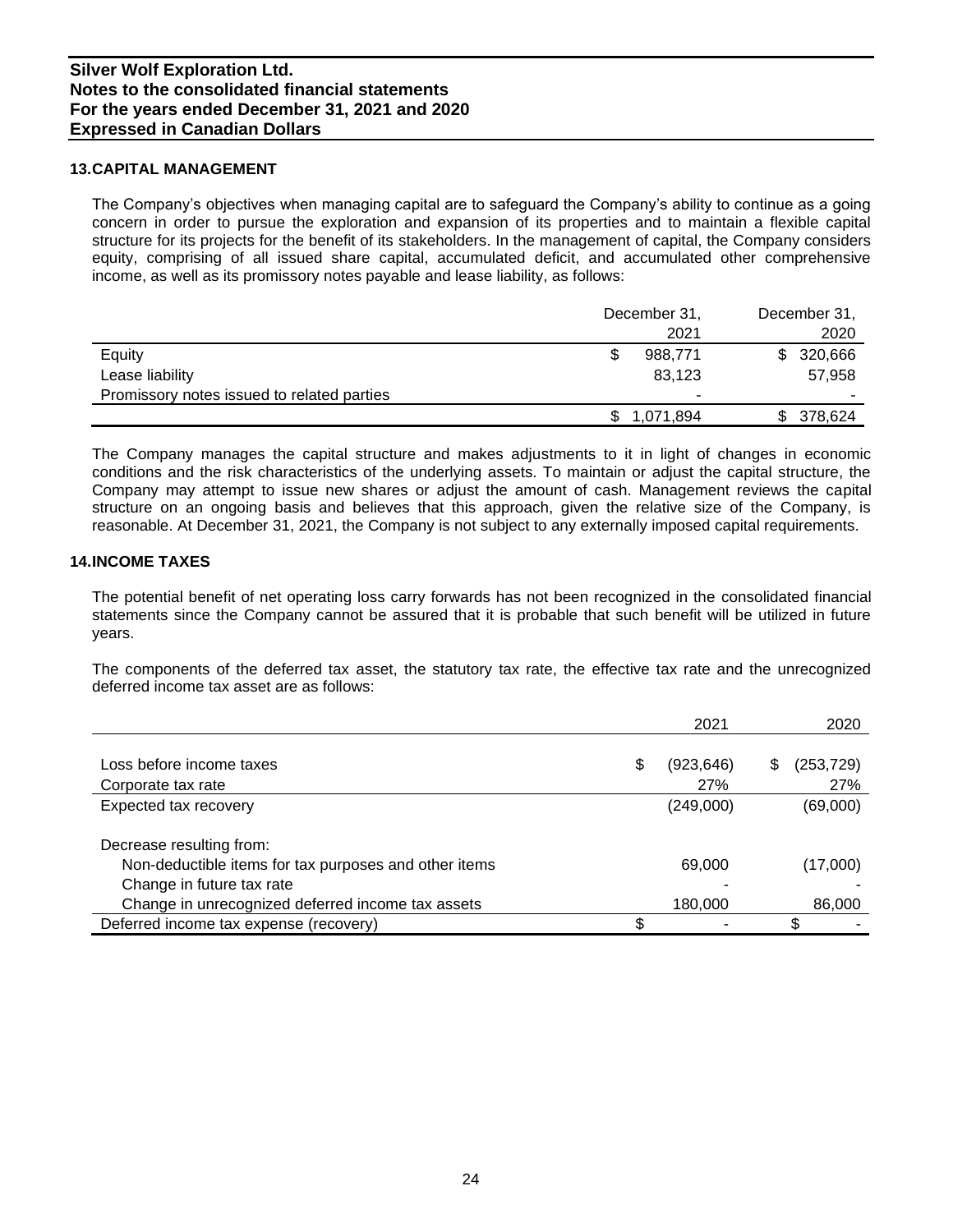## 13. CAPITAL MANAGEMENT

The Company's objectives when managing capital are to safeguard the Company's ability to continue as a going concern in order to pursue the exploration and expansion of its properties and to maintain a flexible capital structure for its projects for the benefit of its stakeholders. In the management of capital, the Company considers equity, comprising of all issued share capital, accumulated deficit, and accumulated other comprehensive income, as well as its promissory notes payable and lease liability, as follows:

| | December 31, 2021 | December 31, 2020 |
|---|---|---|
| Equity | $ 988,771 | $ 320,666 |
| Lease liability | 83,123 | 57,958 |
| Promissory notes issued to related parties | - | - |
| | $ 1,071,894 | $ 378,624 |

The Company manages the capital structure and makes adjustments to it in light of changes in economic conditions and the risk characteristics of the underlying assets. To maintain or adjust the capital structure, the Company may attempt to issue new shares or adjust the amount of cash. Management reviews the capital structure on an ongoing basis and believes that this approach, given the relative size of the Company, is reasonable. At December 31, 2021, the Company is not subject to any externally imposed capital requirements.

## 14. INCOME TAXES

The potential benefit of net operating loss carry forwards has not been recognized in the consolidated financial statements since the Company cannot be assured that it is probable that such benefit will be utilized in future years.

The components of the deferred tax asset, the statutory tax rate, the effective tax rate and the unrecognized deferred income tax asset are as follows:

| | 2021 | 2020 |
|---|---|---|
| Loss before income taxes | $ (923,646) | $ (253,729) |
| Corporate tax rate | 27% | 27% |
| Expected tax recovery | (249,000) | (69,000) |
| Decrease resulting from: | | |
| Non-deductible items for tax purposes and other items | 69,000 | (17,000) |
| Change in future tax rate | - | - |
| Change in unrecognized deferred income tax assets | 180,000 | 86,000 |
| Deferred income tax expense (recovery) | $ - | $ - |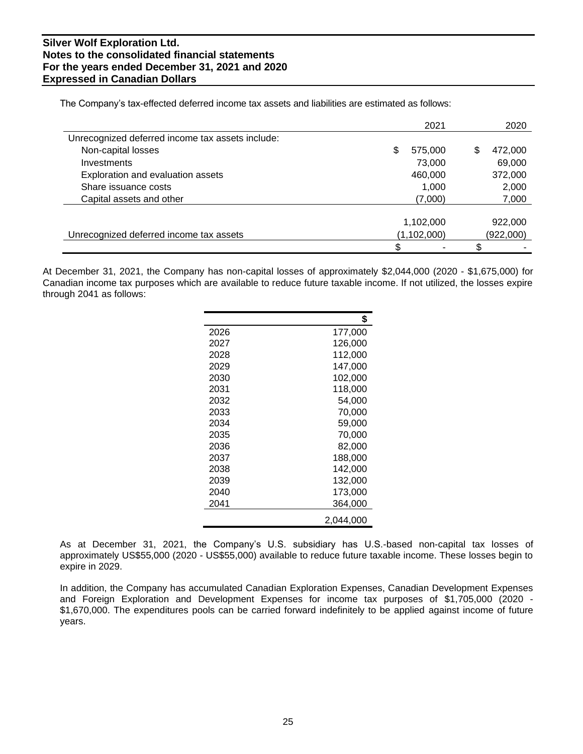The Company's tax-effected deferred income tax assets and liabilities are estimated as follows:

| | 2021 | 2020 |
|---|---|---|
| Unrecognized deferred income tax assets include: | | |
| Non-capital losses | $ 575,000 | $ 472,000 |
| Investments | 73,000 | 69,000 |
| Exploration and evaluation assets | 460,000 | 372,000 |
| Share issuance costs | 1,000 | 2,000 |
| Capital assets and other | (7,000) | 7,000 |
| | 1,102,000 | 922,000 |
| Unrecognized deferred income tax assets | (1,102,000) | (922,000) |
| | $ - | $ - |

At December 31, 2021, the Company has non-capital losses of approximately $2,044,000 (2020 - $1,675,000) for Canadian income tax purposes which are available to reduce future taxable income. If not utilized, the losses expire through 2041 as follows:

| | $ |
|---|---|
| 2026 | 177,000 |
| 2027 | 126,000 |
| 2028 | 112,000 |
| 2029 | 147,000 |
| 2030 | 102,000 |
| 2031 | 118,000 |
| 2032 | 54,000 |
| 2033 | 70,000 |
| 2034 | 59,000 |
| 2035 | 70,000 |
| 2036 | 82,000 |
| 2037 | 188,000 |
| 2038 | 142,000 |
| 2039 | 132,000 |
| 2040 | 173,000 |
| 2041 | 364,000 |
| | 2,044,000 |

As at December 31, 2021, the Company's U.S. subsidiary has U.S.-based non-capital tax losses of approximately US$55,000 (2020 - US$55,000) available to reduce future taxable income. These losses begin to expire in 2029.

In addition, the Company has accumulated Canadian Exploration Expenses, Canadian Development Expenses and Foreign Exploration and Development Expenses for income tax purposes of $1,705,000 (2020 - $1,670,000. The expenditures pools can be carried forward indefinitely to be applied against income of future years.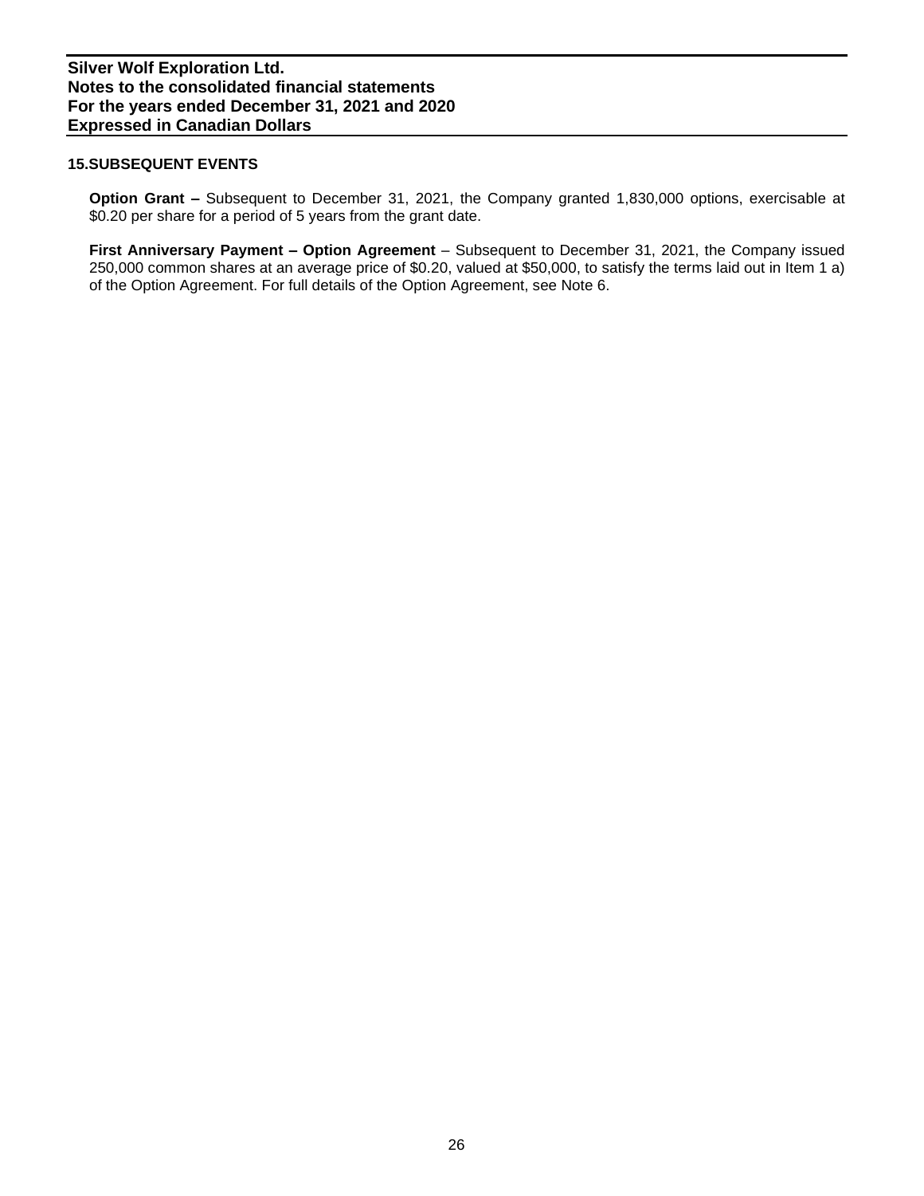## 15. SUBSEQUENT EVENTS

**Option Grant –** Subsequent to December 31, 2021, the Company granted 1,830,000 options, exercisable at $0.20 per share for a period of 5 years from the grant date.

**First Anniversary Payment – Option Agreement** – Subsequent to December 31, 2021, the Company issued 250,000 common shares at an average price of $0.20, valued at $50,000, to satisfy the terms laid out in Item 1 a) of the Option Agreement. For full details of the Option Agreement, see Note 6.